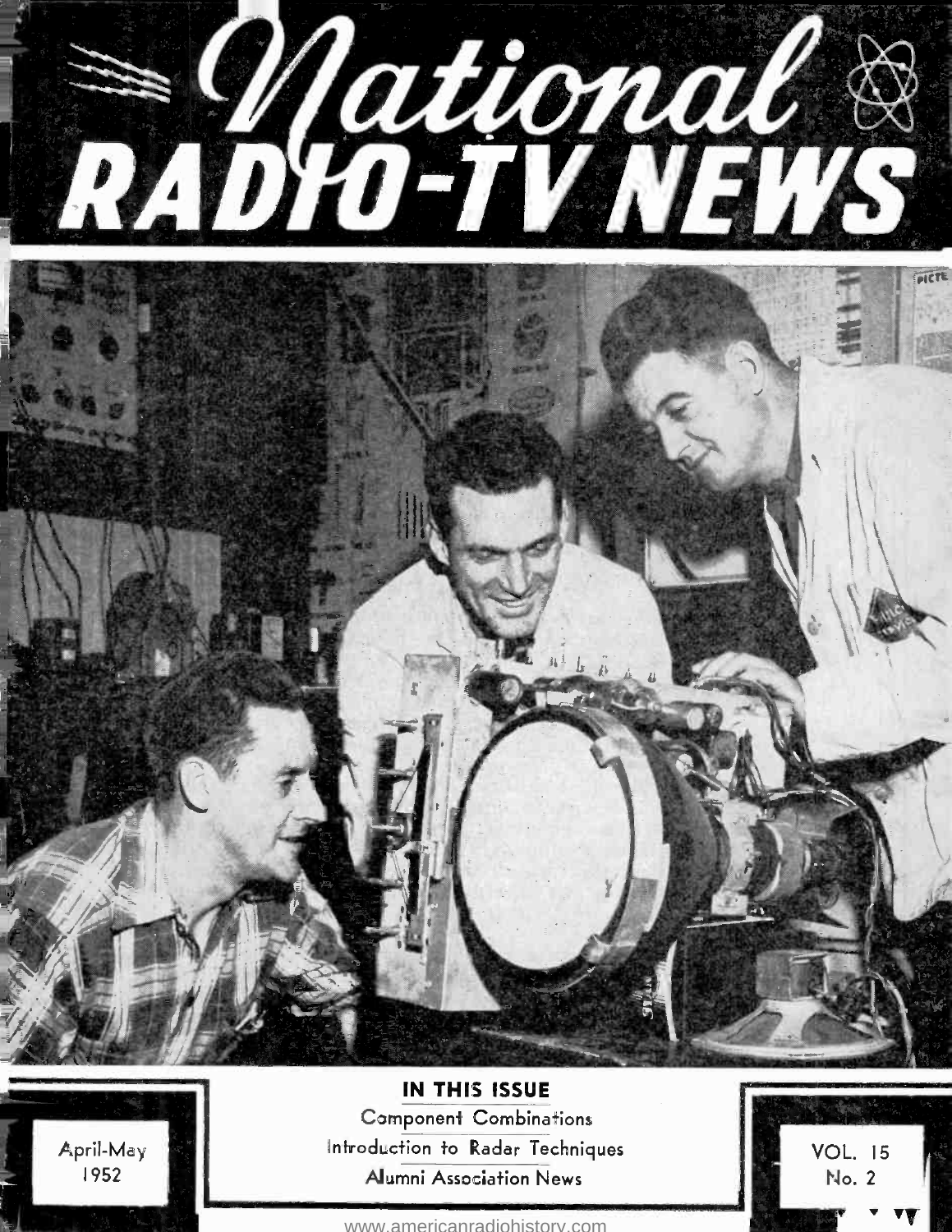# National RADIO-TV NEWS

**IN THIS ISSUE**

Component Combinations

Introduction to Radar Techniques

Alumni Association News

April-May 1952

VOL. 15 No. 2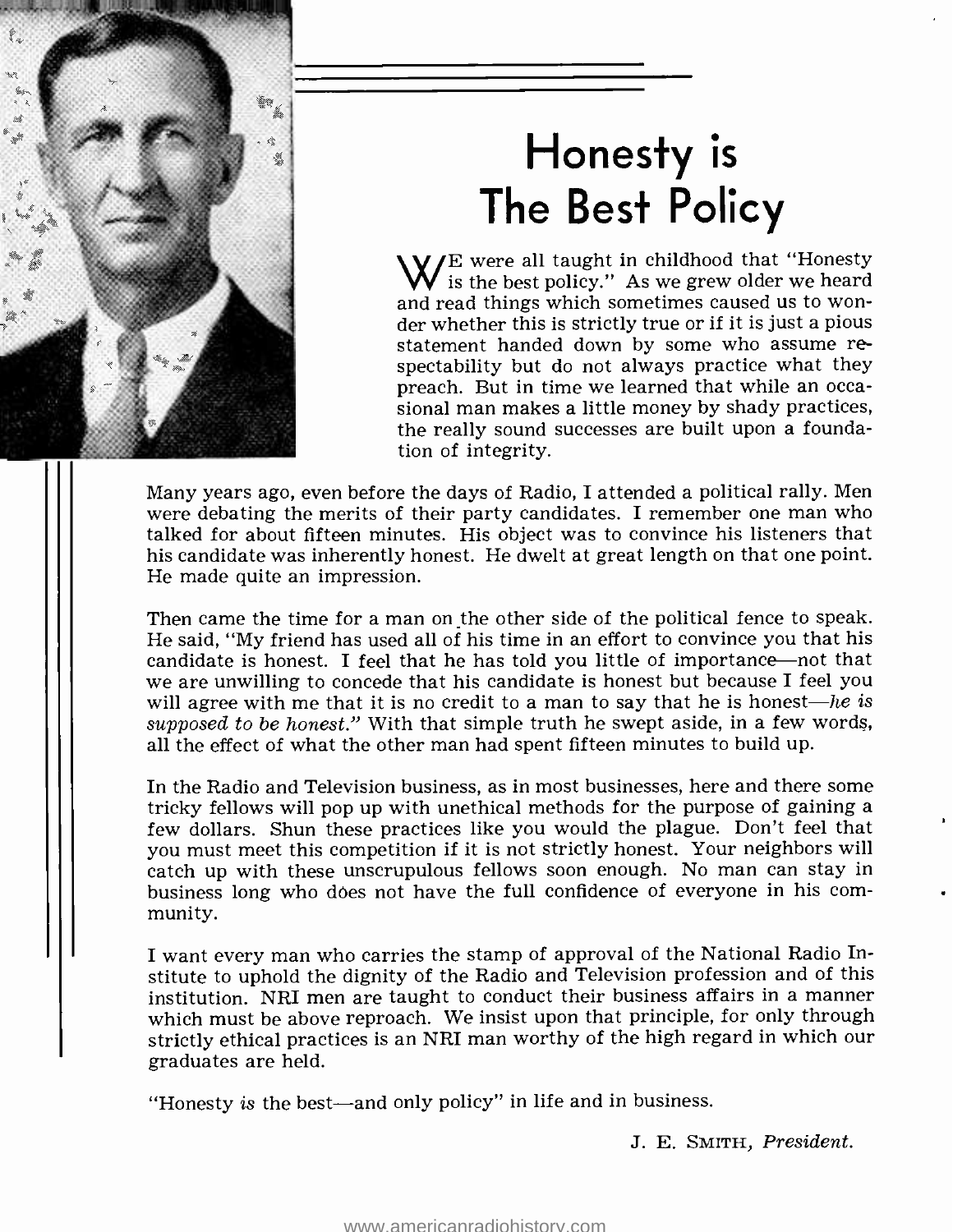# Honesty is The Best Policy

WE were all taught in childhood that "Honesty is the best policy." As we grew older we heard and read things which sometimes caused us to wonder whether this is strictly true or if it is just a pious statement handed down by some who assume respectability but do not always practice what they preach. But in time we learned that while an occasional man makes a little money by shady practices, the really sound successes are built upon a foundation of integrity.

Many years ago, even before the days of Radio, I attended a political rally. Men were debating the merits of their party candidates. I remember one man who talked for about fifteen minutes. His object was to convince his listeners that his candidate was inherently honest. He dwelt at great length on that one point. He made quite an impression.

Then came the time for a man on the other side of the political fence to speak. He said, "My friend has used all of his time in an effort to convince you that his candidate is honest. I feel that he has told you little of importance—not that we are unwilling to concede that his candidate is honest but because I feel you will agree with me that it is no credit to a man to say that he is honest—*he is supposed to be honest.*" With that simple truth he swept aside, in a few words, all the effect of what the other man had spent fifteen minutes to build up.

In the Radio and Television business, as in most businesses, here and there some tricky fellows will pop up with unethical methods for the purpose of gaining a few dollars. Shun these practices like you would the plague. Don't feel that you must meet this competition if it is not strictly honest. Your neighbors will catch up with these unscrupulous fellows soon enough. No man can stay in business long who does not have the full confidence of everyone in his community.

I want every man who carries the stamp of approval of the National Radio Institute to uphold the dignity of the Radio and Television profession and of this institution. NRI men are taught to conduct their business affairs in a manner which must be above reproach. We insist upon that principle, for only through strictly ethical practices is an NRI man worthy of the high regard in which our graduates are held.

"Honesty *is* the best—and only policy" in life and in business.

J. E. SMITH, *President.*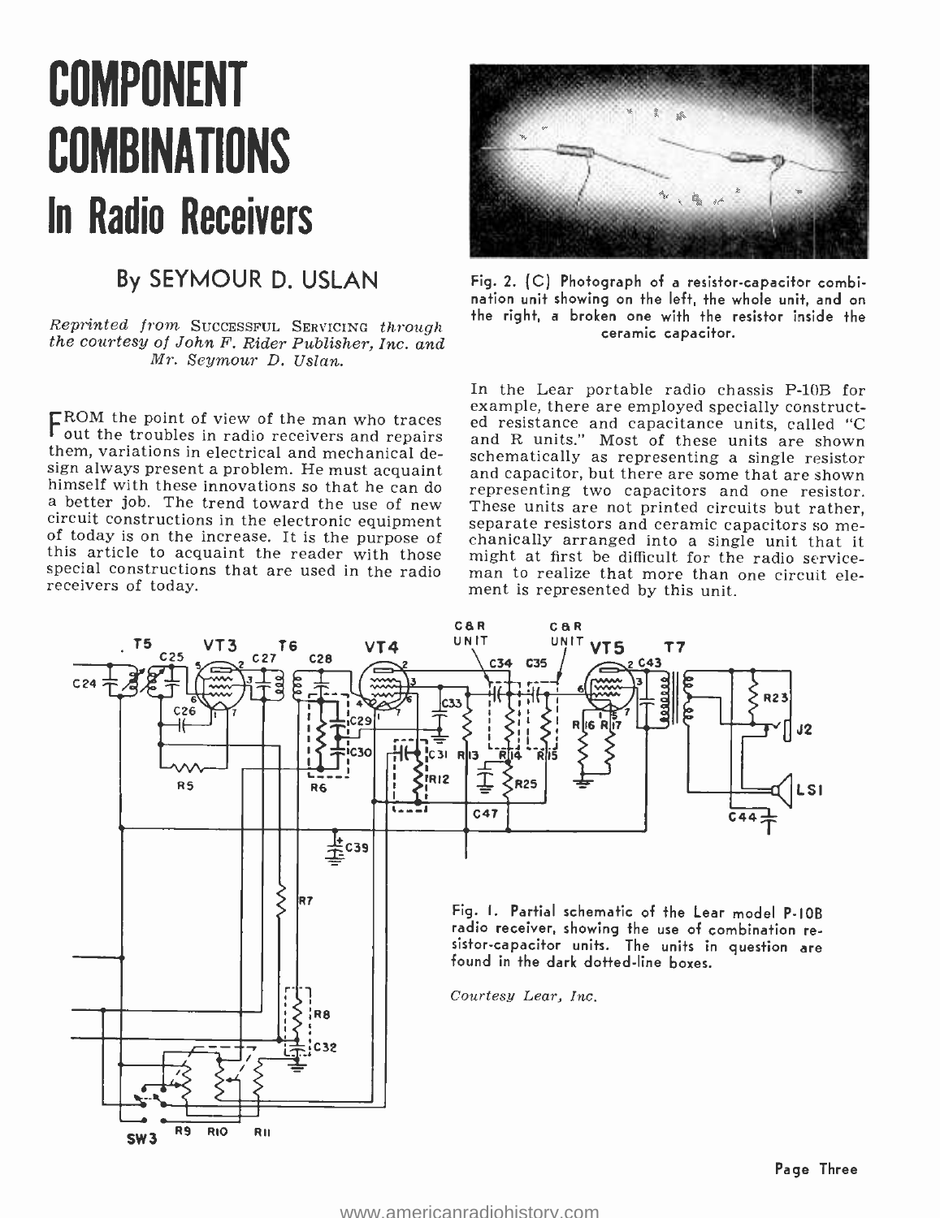# COMPONENT COMBINATIONS
## In Radio Receivers

### By SEYMOUR D. USLAN

*Reprinted from* SUCCESSFUL SERVICING *through the courtesy of John F. Rider Publisher, Inc. and Mr. Seymour D. Uslan.*

FROM the point of view of the man who traces out the troubles in radio receivers and repairs them, variations in electrical and mechanical design always present a problem. He must acquaint himself with these innovations so that he can do a better job. The trend toward the use of new circuit constructions in the electronic equipment of today is on the increase. It is the purpose of this article to acquaint the reader with those special constructions that are used in the radio receivers of today.

Fig. 2. (C) Photograph of a resistor-capacitor combination unit showing on the left, the whole unit, and on the right, a broken one with the resistor inside the ceramic capacitor.

In the Lear portable radio chassis P-10B for example, there are employed specially constructed resistance and capacitance units, called "C and R units." Most of these units are shown schematically as representing a single resistor and capacitor, but there are some that are shown representing two capacitors and one resistor. These units are not printed circuits but rather, separate resistors and ceramic capacitors so mechanically arranged into a single unit that it might at first be difficult for the radio serviceman to realize that more than one circuit element is represented by this unit.

Fig. 1. Partial schematic of the Lear model P-10B radio receiver, showing the use of combination resistor-capacitor units. The units in question are found in the dark dotted-line boxes.

*Courtesy Lear, Inc.*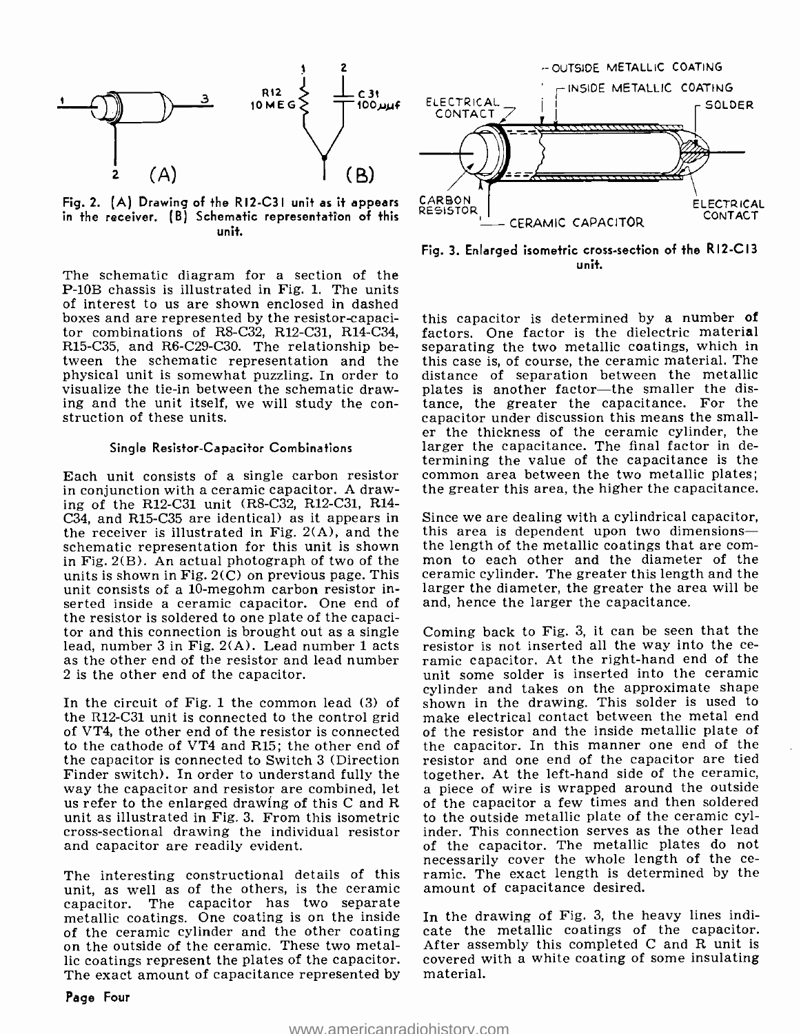Fig. 2. (A) Drawing of the R12-C31 unit as it appears in the receiver. (B) Schematic representation of this unit.

Fig. 3. Enlarged isometric cross-section of the R12-C13 unit.

The schematic diagram for a section of the P-10B chassis is illustrated in Fig. 1. The units of interest to us are shown enclosed in dashed boxes and are represented by the resistor-capacitor combinations of R8-C32, R12-C31, R14-C34, R15-C35, and R6-C29-C30. The relationship between the schematic representation and the physical unit is somewhat puzzling. In order to visualize the tie-in between the schematic drawing and the unit itself, we will study the construction of these units.

### Single Resistor-Capacitor Combinations

Each unit consists of a single carbon resistor in conjunction with a ceramic capacitor. A drawing of the R12-C31 unit (R8-C32, R12-C31, R14-C34, and R15-C35 are identical) as it appears in the receiver is illustrated in Fig. 2(A), and the schematic representation for this unit is shown in Fig. 2(B). An actual photograph of two of the units is shown in Fig. 2(C) on previous page. This unit consists of a 10-megohm carbon resistor inserted inside a ceramic capacitor. One end of the resistor is soldered to one plate of the capacitor and this connection is brought out as a single lead, number 3 in Fig. 2(A). Lead number 1 acts as the other end of the resistor and lead number 2 is the other end of the capacitor.

In the circuit of Fig. 1 the common lead (3) of the R12-C31 unit is connected to the control grid of VT4, the other end of the resistor is connected to the cathode of VT4 and R15; the other end of the capacitor is connected to Switch 3 (Direction Finder switch). In order to understand fully the way the capacitor and resistor are combined, let us refer to the enlarged drawing of this C and R unit as illustrated in Fig. 3. From this isometric cross-sectional drawing the individual resistor and capacitor are readily evident.

The interesting constructional details of this unit, as well as of the others, is the ceramic capacitor. The capacitor has two separate metallic coatings. One coating is on the inside of the ceramic cylinder and the other coating on the outside of the ceramic. These two metallic coatings represent the plates of the capacitor. The exact amount of capacitance represented by this capacitor is determined by a number of factors. One factor is the dielectric material separating the two metallic coatings, which in this case is, of course, the ceramic material. The distance of separation between the metallic plates is another factor—the smaller the distance, the greater the capacitance. For the capacitor under discussion this means the smaller the thickness of the ceramic cylinder, the larger the capacitance. The final factor in determining the value of the capacitance is the common area between the two metallic plates; the greater this area, the higher the capacitance.

Since we are dealing with a cylindrical capacitor, this area is dependent upon two dimensions—the length of the metallic coatings that are common to each other and the diameter of the ceramic cylinder. The greater this length and the larger the diameter, the greater the area will be and, hence the larger the capacitance.

Coming back to Fig. 3, it can be seen that the resistor is not inserted all the way into the ceramic capacitor. At the right-hand end of the unit some solder is inserted into the ceramic cylinder and takes on the approximate shape shown in the drawing. This solder is used to make electrical contact between the metal end of the resistor and the inside metallic plate of the capacitor. In this manner one end of the resistor and one end of the capacitor are tied together. At the left-hand side of the ceramic, a piece of wire is wrapped around the outside of the capacitor a few times and then soldered to the outside metallic plate of the ceramic cylinder. This connection serves as the other lead of the capacitor. The metallic plates do not necessarily cover the whole length of the ceramic. The exact length is determined by the amount of capacitance desired.

In the drawing of Fig. 3, the heavy lines indicate the metallic coatings of the capacitor. After assembly this completed C and R unit is covered with a white coating of some insulating material.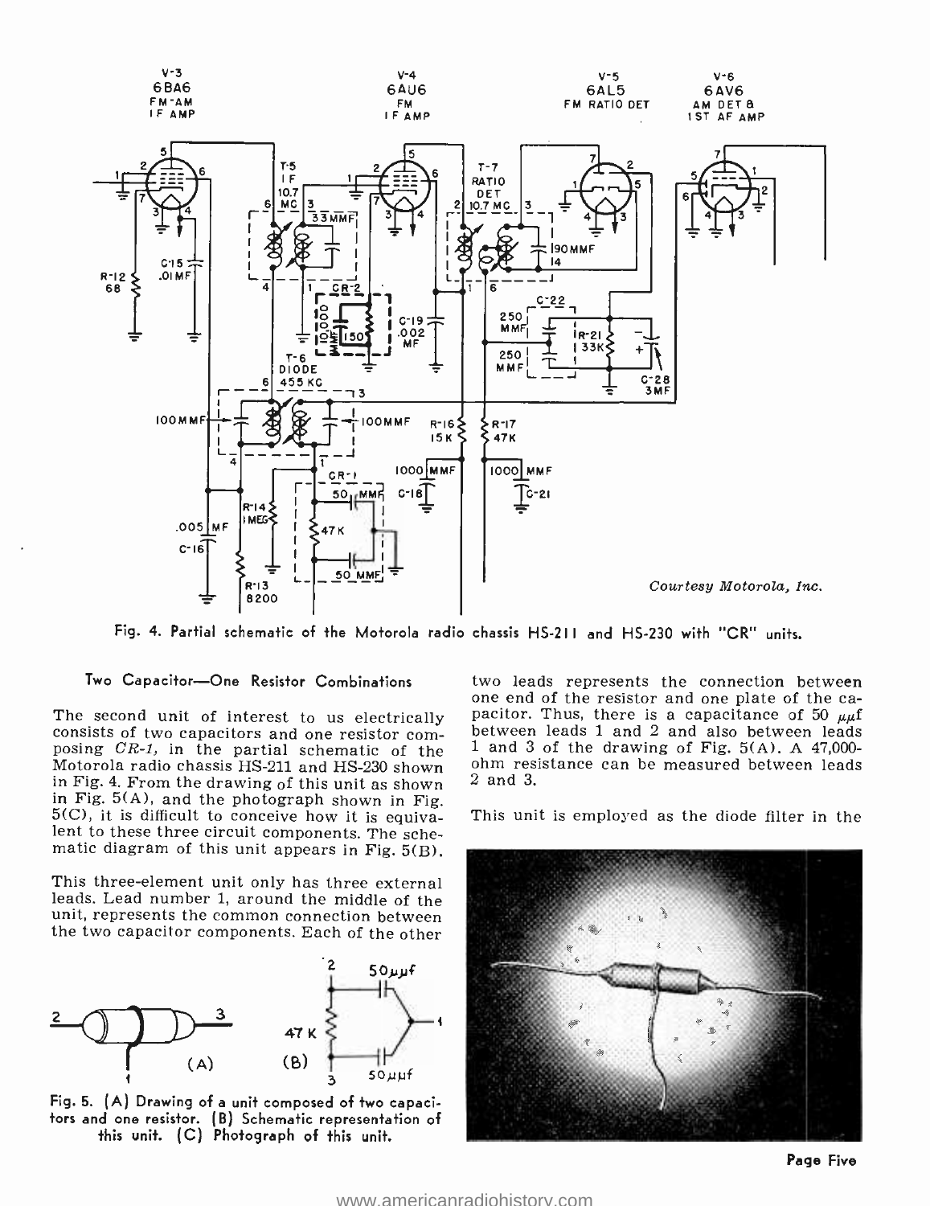Fig. 4. Partial schematic of the Motorola radio chassis HS-211 and HS-230 with "CR" units.

Courtesy Motorola, Inc.

## Two Capacitor—One Resistor Combinations

The second unit of interest to us electrically consists of two capacitors and one resistor composing *CR-1*, in the partial schematic of the Motorola radio chassis HS-211 and HS-230 shown in Fig. 4. From the drawing of this unit as shown in Fig. 5(A), and the photograph shown in Fig. 5(C), it is difficult to conceive how it is equivalent to these three circuit components. The schematic diagram of this unit appears in Fig. 5(B).

This three-element unit only has three external leads. Lead number 1, around the middle of the unit, represents the common connection between the two capacitor components. Each of the other two leads represents the connection between one end of the resistor and one plate of the capacitor. Thus, there is a capacitance of 50 $\mu\mu$f between leads 1 and 2 and also between leads 1 and 3 of the drawing of Fig. 5(A). A 47,000-ohm resistance can be measured between leads 2 and 3.

Fig. 5. (A) Drawing of a unit composed of two capacitors and one resistor. (B) Schematic representation of this unit. (C) Photograph of this unit.

This unit is employed as the diode filter in the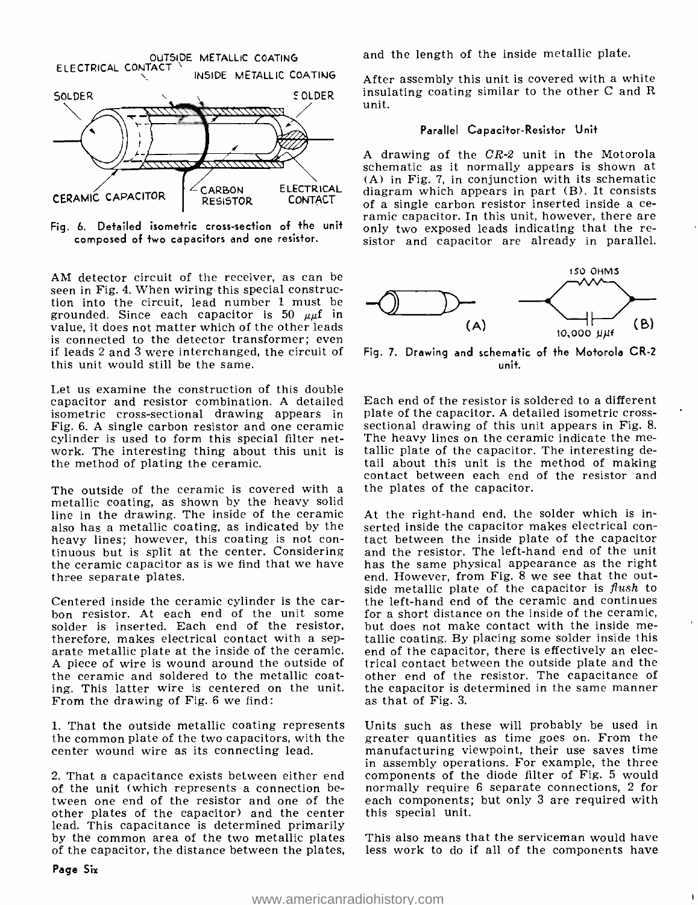OUTSIDE METALLIC COATING

ELECTRICAL CONTACT

INSIDE METALLIC COATING

SOLDER

SOLDER

CERAMIC CAPACITOR

CARBON RESISTOR

ELECTRICAL CONTACT

Fig. 6. Detailed isometric cross-section of the unit composed of two capacitors and one resistor.

AM detector circuit of the receiver, as can be seen in Fig. 4. When wiring this special construction into the circuit, lead number 1 must be grounded. Since each capacitor is 50 $\mu\mu$f in value, it does not matter which of the other leads is connected to the detector transformer; even if leads 2 and 3 were interchanged, the circuit of this unit would still be the same.

Let us examine the construction of this double capacitor and resistor combination. A detailed isometric cross-sectional drawing appears in Fig. 6. A single carbon resistor and one ceramic cylinder is used to form this special filter network. The interesting thing about this unit is the method of plating the ceramic.

The outside of the ceramic is covered with a metallic coating, as shown by the heavy solid line in the drawing. The inside of the ceramic also has a metallic coating, as indicated by the heavy lines; however, this coating is not continuous but is split at the center. Considering the ceramic capacitor as is we find that we have three separate plates.

Centered inside the ceramic cylinder is the carbon resistor. At each end of the unit some solder is inserted. Each end of the resistor, therefore, makes electrical contact with a separate metallic plate at the inside of the ceramic. A piece of wire is wound around the outside of the ceramic and soldered to the metallic coating. This latter wire is centered on the unit. From the drawing of Fig. 6 we find:

1. That the outside metallic coating represents the common plate of the two capacitors, with the center wound wire as its connecting lead.

2. That a capacitance exists between either end of the unit (which represents a connection between one end of the resistor and one of the other plates of the capacitor) and the center lead. This capacitance is determined primarily by the common area of the two metallic plates of the capacitor, the distance between the plates, and the length of the inside metallic plate.

After assembly this unit is covered with a white insulating coating similar to the other C and R unit.

#### Parallel Capacitor-Resistor Unit

A drawing of the *CR-2* unit in the Motorola schematic as it normally appears is shown at (A) in Fig. 7, in conjunction with its schematic diagram which appears in part (B). It consists of a single carbon resistor inserted inside a ceramic capacitor. In this unit, however, there are only two exposed leads indicating that the resistor and capacitor are already in parallel.

150 OHMS

(A)

10,000 $\mu\mu$f

(B)

Fig. 7. Drawing and schematic of the Motorola CR-2 unit.

Each end of the resistor is soldered to a different plate of the capacitor. A detailed isometric cross-sectional drawing of this unit appears in Fig. 8. The heavy lines on the ceramic indicate the metallic plate of the capacitor. The interesting detail about this unit is the method of making contact between each end of the resistor and the plates of the capacitor.

At the right-hand end, the solder which is inserted inside the capacitor makes electrical contact between the inside plate of the capacitor and the resistor. The left-hand end of the unit has the same physical appearance as the right end. However, from Fig. 8 we see that the outside metallic plate of the capacitor is *flush* to the left-hand end of the ceramic and continues for a short distance on the inside of the ceramic, but does not make contact with the inside metallic coating. By placing some solder inside this end of the capacitor, there is effectively an electrical contact between the outside plate and the other end of the resistor. The capacitance of the capacitor is determined in the same manner as that of Fig. 3.

Units such as these will probably be used in greater quantities as time goes on. From the manufacturing viewpoint, their use saves time in assembly operations. For example, the three components of the diode filter of Fig. 5 would normally require 6 separate connections, 2 for each components; but only 3 are required with this special unit.

This also means that the serviceman would have less work to do if all of the components have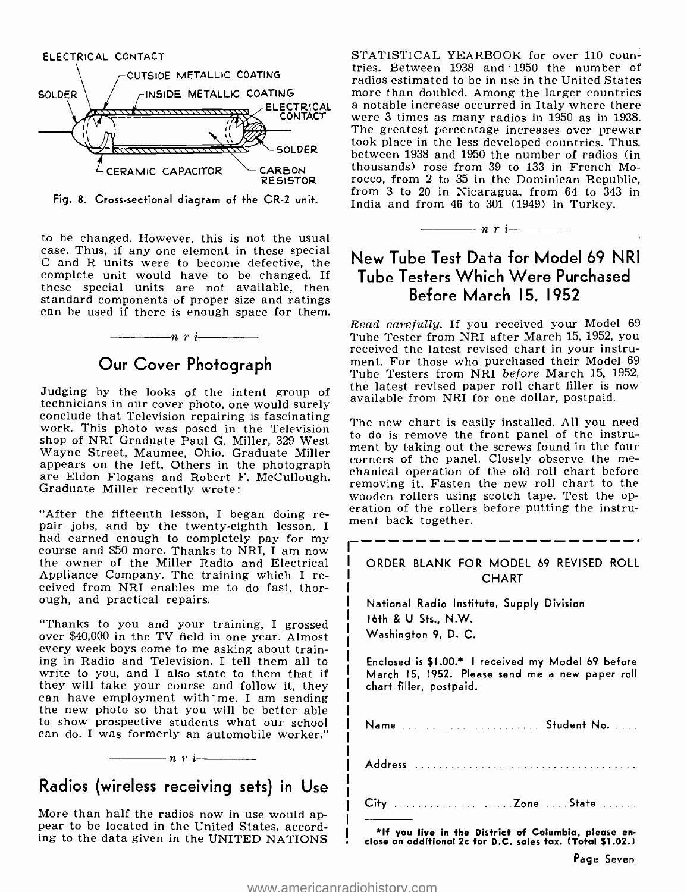ELECTRICAL CONTACT

OUTSIDE METALLIC COATING

SOLDER

INSIDE METALLIC COATING

ELECTRICAL CONTACT

SOLDER

CERAMIC CAPACITOR

CARBON RESISTOR

Fig. 8. Cross-sectional diagram of the CR-2 unit.

to be changed. However, this is not the usual case. Thus, if any one element in these special C and R units were to become defective, the complete unit would have to be changed. If these special units are not available, then standard components of proper size and ratings can be used if there is enough space for them.

*n r i*

## Our Cover Photograph

Judging by the looks of the intent group of technicians in our cover photo, one would surely conclude that Television repairing is fascinating work. This photo was posed in the Television shop of NRI Graduate Paul G. Miller, 329 West Wayne Street, Maumee, Ohio. Graduate Miller appears on the left. Others in the photograph are Eldon Flogans and Robert F. McCullough. Graduate Miller recently wrote:

"After the fifteenth lesson, I began doing repair jobs, and by the twenty-eighth lesson, I had earned enough to completely pay for my course and $50 more. Thanks to NRI, I am now the owner of the Miller Radio and Electrical Appliance Company. The training which I received from NRI enables me to do fast, thorough, and practical repairs.

"Thanks to you and your training, I grossed over $40,000 in the TV field in one year. Almost every week boys come to me asking about training in Radio and Television. I tell them all to write to you, and I also state to them that if they will take your course and follow it, they can have employment with me. I am sending the new photo so that you will be better able to show prospective students what our school can do. I was formerly an automobile worker."

*n r i*

## Radios (wireless receiving sets) in Use

More than half the radios now in use would appear to be located in the United States, according to the data given in the UNITED NATIONS STATISTICAL YEARBOOK for over 110 countries. Between 1938 and 1950 the number of radios estimated to be in use in the United States more than doubled. Among the larger countries a notable increase occurred in Italy where there were 3 times as many radios in 1950 as in 1938. The greatest percentage increases over prewar took place in the less developed countries. Thus, between 1938 and 1950 the number of radios (in thousands) rose from 39 to 133 in French Morocco, from 2 to 35 in the Dominican Republic, from 3 to 20 in Nicaragua, from 64 to 343 in India and from 46 to 301 (1949) in Turkey.

*n r i*

## New Tube Test Data for Model 69 NRI Tube Testers Which Were Purchased Before March 15, 1952

*Read carefully.* If you received your Model 69 Tube Tester from NRI after March 15, 1952, you received the latest revised chart in your instrument. For those who purchased their Model 69 Tube Testers from NRI *before* March 15, 1952, the latest revised paper roll chart filler is now available from NRI for one dollar, postpaid.

The new chart is easily installed. All you need to do is remove the front panel of the instrument by taking out the screws found in the four corners of the panel. Closely observe the mechanical operation of the old roll chart before removing it. Fasten the new roll chart to the wooden rollers using scotch tape. Test the operation of the rollers before putting the instrument back together.

ORDER BLANK FOR MODEL 69 REVISED ROLL CHART

National Radio Institute, Supply Division
16th & U Sts., N.W.
Washington 9, D. C.

Enclosed is $1.00.* I received my Model 69 before March 15, 1952. Please send me a new paper roll chart filler, postpaid.

Name .................... Student No. ....

Address ....................................

City ............... .....Zone ....State ......

*If you live in the District of Columbia, please enclose an additional 2c for D.C. sales tax. (Total $1.02.)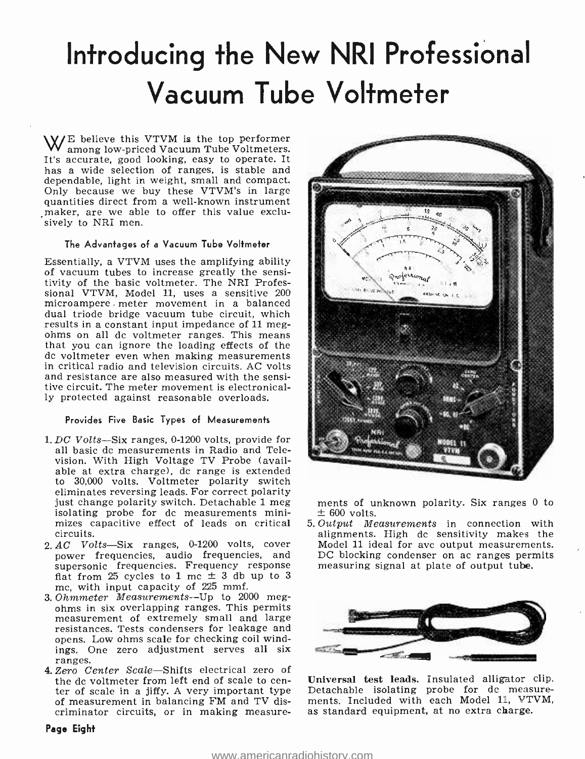# Introducing the New NRI Professional Vacuum Tube Voltmeter

WE believe this VTVM is the top performer among low-priced Vacuum Tube Voltmeters. It's accurate, good looking, easy to operate. It has a wide selection of ranges, is stable and dependable, light in weight, small and compact. Only because we buy these VTVM's in large quantities direct from a well-known instrument maker, are we able to offer this value exclusively to NRI men.

### The Advantages of a Vacuum Tube Voltmeter

Essentially, a VTVM uses the amplifying ability of vacuum tubes to increase greatly the sensitivity of the basic voltmeter. The NRI Professional VTVM, Model 11, uses a sensitive 200 microampere meter movement in a balanced dual triode bridge vacuum tube circuit, which results in a constant input impedance of 11 megohms on all dc voltmeter ranges. This means that you can ignore the loading effects of the dc voltmeter even when making measurements in critical radio and television circuits. AC volts and resistance are also measured with the sensitive circuit. The meter movement is electronically protected against reasonable overloads.

### Provides Five Basic Types of Measurements

1. *DC Volts*—Six ranges, 0-1200 volts, provide for all basic dc measurements in Radio and Television. With High Voltage TV Probe (available at extra charge), dc range is extended to 30,000 volts. Voltmeter polarity switch eliminates reversing leads. For correct polarity just change polarity switch. Detachable 1 meg isolating probe for dc measurements minimizes capacitive effect of leads on critical circuits.
2. *AC Volts*—Six ranges, 0-1200 volts, cover power frequencies, audio frequencies, and supersonic frequencies. Frequency response flat from 25 cycles to 1 mc ± 3 db up to 3 mc, with input capacity of 225 mmf.
3. *Ohmmeter Measurements*—Up to 2000 megohms in six overlapping ranges. This permits measurement of extremely small and large resistances. Tests condensers for leakage and opens. Low ohms scale for checking coil windings. One zero adjustment serves all six ranges.
4. *Zero Center Scale*—Shifts electrical zero of the dc voltmeter from left end of scale to center of scale in a jiffy. A very important type of measurement in balancing FM and TV discriminator circuits, or in making measurements of unknown polarity. Six ranges 0 to ± 600 volts.
5. *Output Measurements* in connection with alignments. High dc sensitivity makes the Model 11 ideal for avc output measurements. DC blocking condenser on ac ranges permits measuring signal at plate of output tube.

**Universal test leads.** Insulated alligator clip. Detachable isolating probe for dc measurements. Included with each Model 11, VTVM, as standard equipment, at no extra charge.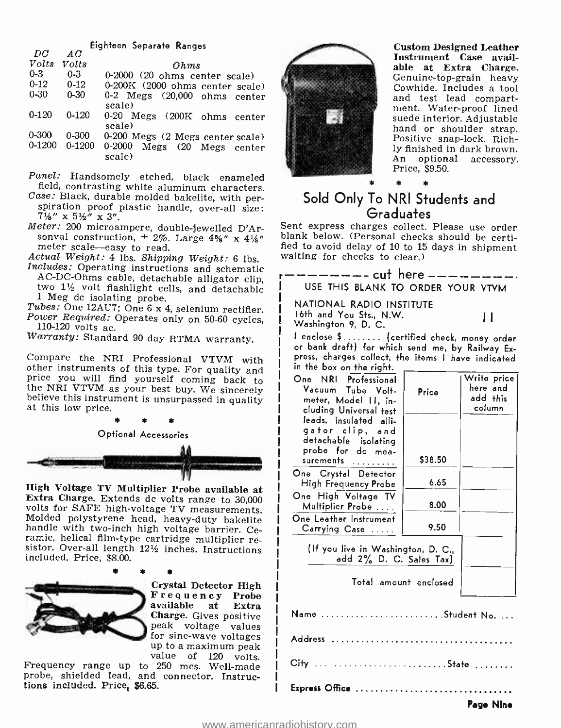Eighteen Separate Ranges

| DC Volts | AC Volts | Ohms |
|---|---|---|
| 0-3 | 0-3 | 0-2000 (20 ohms center scale) |
| 0-12 | 0-12 | 0-200K (2000 ohms center scale) |
| 0-30 | 0-30 | 0-2 Megs (20,000 ohms center scale) |
| 0-120 | 0-120 | 0-20 Megs (200K ohms center scale) |
| 0-300 | 0-300 | 0-200 Megs (2 Megs center scale) |
| 0-1200 | 0-1200 | 0-2000 Megs (20 Megs center scale) |

*Panel:* Handsomely etched, black enameled field, contrasting white aluminum characters.

*Case:* Black, durable molded bakelite, with perspiration proof plastic handle, over-all size: 7⅛" x 5½" x 3".

*Meter:* 200 microampere, double-jewelled D'Arsonval construction, ± 2%. Large 4⅝" x 4⅛" meter scale—easy to read.

*Actual Weight:* 4 lbs. *Shipping Weight:* 6 lbs.

*Includes:* Operating instructions and schematic AC-DC-Ohms cable, detachable alligator clip, two 1½ volt flashlight cells, and detachable 1 Meg dc isolating probe.

*Tubes:* One 12AU7; One 6 x 4, selenium rectifier.

*Power Required:* Operates only on 50-60 cycles, 110-120 volts ac.

*Warranty:* Standard 90 day RTMA warranty.

Compare the NRI Professional VTVM with other instruments of this type. For quality and price you will find yourself coming back to the NRI VTVM as your best buy. We sincerely believe this instrument is unsurpassed in quality at this low price.

\* \* \*

Optional Accessories

**High Voltage TV Multiplier Probe available at Extra Charge.** Extends dc volts range to 30,000 volts for SAFE high-voltage TV measurements. Molded polystyrene head, heavy-duty bakelite handle with two-inch high voltage barrier. Ceramic, helical film-type cartridge multiplier resistor. Over-all length 12½ inches. Instructions included. Price, $8.00.

\* \* \*

**Crystal Detector High Frequency Probe available at Extra Charge.** Gives positive peak voltage values for sine-wave voltages up to a maximum peak value of 120 volts. Frequency range up to 250 mcs. Well-made probe, shielded lead, and connector. Instructions included. Price, $6.65.

**Custom Designed Leather Instrument Case available at Extra Charge.** Genuine-top-grain heavy Cowhide. Includes a tool and test lead compartment. Water-proof lined suede interior. Adjustable hand or shoulder strap. Positive snap-lock. Richly finished in dark brown. An optional accessory. Price, $9.50.

\* \* \*

## Sold Only To NRI Students and Graduates

Sent express charges collect. Please use order blank below. (Personal checks should be certified to avoid delay of 10 to 15 days in shipment waiting for checks to clear.)

- - - - - - - - cut here - - - - - - - -

USE THIS BLANK TO ORDER YOUR VTVM

NATIONAL RADIO INSTITUTE
16th and You Sts., N.W.
Washington 9, D. C.

11

I enclose $........ (certified check, money order or bank draft) for which send me, by Railway Express, charges collect, the items I have indicated in the box on the right.

| | Price | Write price here and add this column |
|---|---|---|
| One NRI Professional Vacuum Tube Voltmeter, Model 11, including Universal test leads, insulated alligator clip, and detachable isolating probe for dc measurements ......... | $38.50 | |
| One Crystal Detector High Frequency Probe | 6.65 | |
| One High Voltage TV Multiplier Probe .... | 8.00 | |
| One Leather Instrument Carrying Case ..... | 9.50 | |
| (If you live in Washington, D. C., add 2% D. C. Sales Tax) | | |
| Total amount enclosed | | |

Name ......................... Student No. ...

Address ....................................

City ... ........................ State ........

Express Office ................................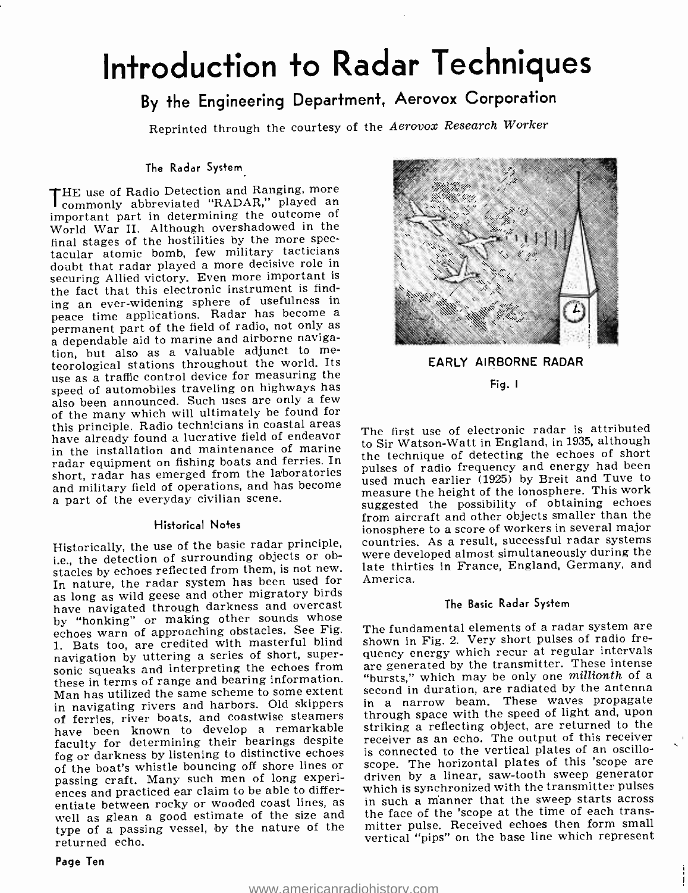# Introduction to Radar Techniques

## By the Engineering Department, Aerovox Corporation

Reprinted through the courtesy of the *Aerovox Research Worker*

### The Radar System

THE use of Radio Detection and Ranging, more commonly abbreviated "RADAR," played an important part in determining the outcome of World War II. Although overshadowed in the final stages of the hostilities by the more spectacular atomic bomb, few military tacticians doubt that radar played a more decisive role in securing Allied victory. Even more important is the fact that this electronic instrument is finding an ever-widening sphere of usefulness in peace time applications. Radar has become a permanent part of the field of radio, not only as a dependable aid to marine and airborne navigation, but also as a valuable adjunct to meteorological stations throughout the world. Its use as a traffic control device for measuring the speed of automobiles traveling on highways has also been announced. Such uses are only a few of the many which will ultimately be found for this principle. Radio technicians in coastal areas have already found a lucrative field of endeavor in the installation and maintenance of marine radar equipment on fishing boats and ferries. In short, radar has emerged from the laboratories and military field of operations, and has become a part of the everyday civilian scene.

### Historical Notes

Historically, the use of the basic radar principle, i.e., the detection of surrounding objects or obstacles by echoes reflected from them, is not new. In nature, the radar system has been used for as long as wild geese and other migratory birds have navigated through darkness and overcast by "honking" or making other sounds whose echoes warn of approaching obstacles. See Fig. 1. Bats too, are credited with masterful blind navigation by uttering a series of short, supersonic squeaks and interpreting the echoes from these in terms of range and bearing information. Man has utilized the same scheme to some extent in navigating rivers and harbors. Old skippers of ferries, river boats, and coastwise steamers have been known to develop a remarkable faculty for determining their bearings despite fog or darkness by listening to distinctive echoes of the boat's whistle bouncing off shore lines or passing craft. Many such men of long experiences and practiced ear claim to be able to differentiate between rocky or wooded coast lines, as well as glean a good estimate of the size and type of a passing vessel, by the nature of the returned echo.

EARLY AIRBORNE RADAR

Fig. 1

The first use of electronic radar is attributed to Sir Watson-Watt in England, in 1935, although the technique of detecting the echoes of short pulses of radio frequency and energy had been used much earlier (1925) by Breit and Tuve to measure the height of the ionosphere. This work suggested the possibility of obtaining echoes from aircraft and other objects smaller than the ionosphere to a score of workers in several major countries. As a result, successful radar systems were developed almost simultaneously during the late thirties in France, England, Germany, and America.

### The Basic Radar System

The fundamental elements of a radar system are shown in Fig. 2. Very short pulses of radio frequency energy which recur at regular intervals are generated by the transmitter. These intense "bursts," which may be only one *millionth* of a second in duration, are radiated by the antenna in a narrow beam. These waves propagate through space with the speed of light and, upon striking a reflecting object, are returned to the receiver as an echo. The output of this receiver is connected to the vertical plates of an oscilloscope. The horizontal plates of this 'scope are driven by a linear, saw-tooth sweep generator which is synchronized with the transmitter pulses in such a manner that the sweep starts across the face of the 'scope at the time of each transmitter pulse. Received echoes then form small vertical "pips" on the base line which represent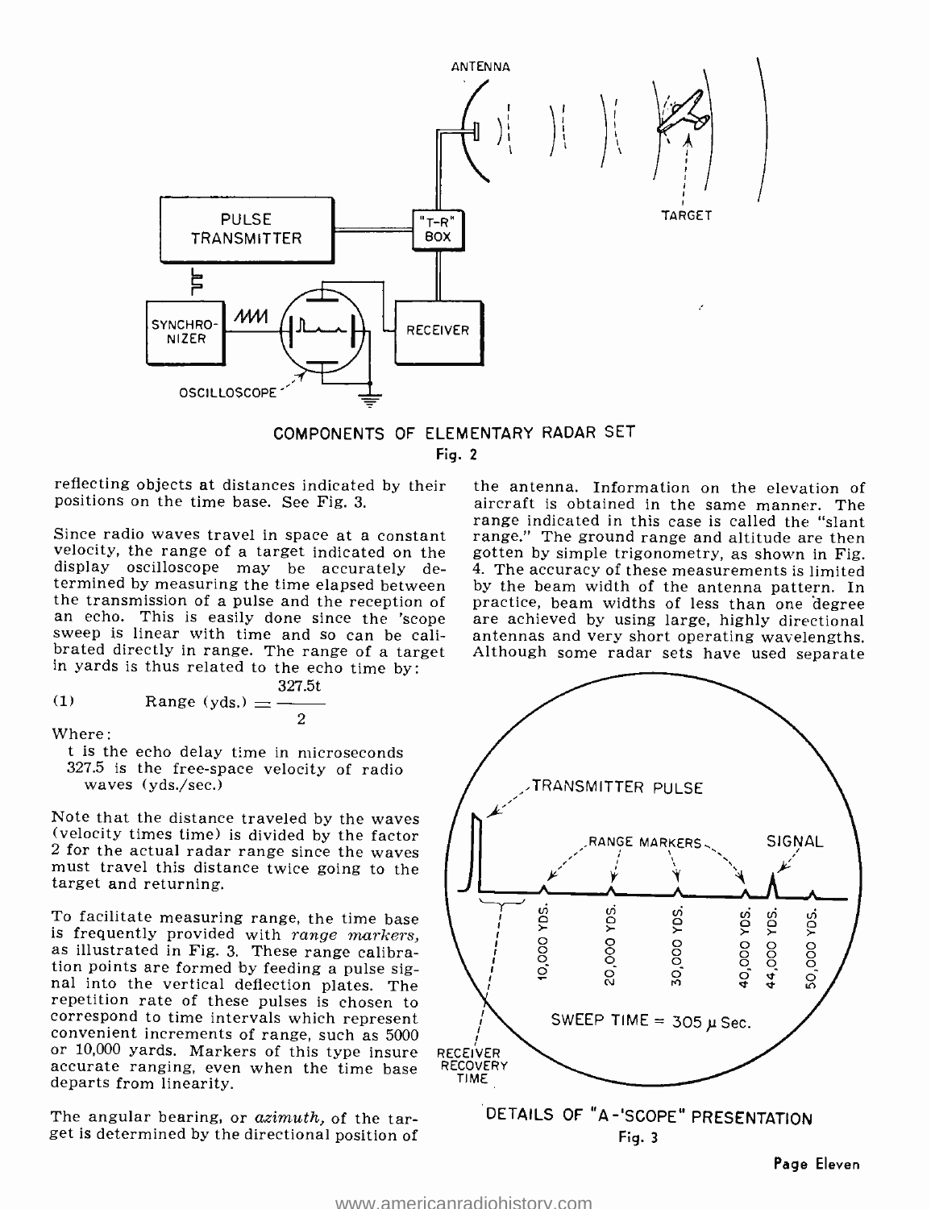ANTENNA

TARGET

PULSE TRANSMITTER

"T-R" BOX

SYNCHRO-NIZER

RECEIVER

OSCILLOSCOPE

COMPONENTS OF ELEMENTARY RADAR SET

Fig. 2

reflecting objects at distances indicated by their positions on the time base. See Fig. 3.

Since radio waves travel in space at a constant velocity, the range of a target indicated on the display oscilloscope may be accurately determined by measuring the time elapsed between the transmission of a pulse and the reception of an echo. This is easily done since the 'scope sweep is linear with time and so can be calibrated directly in range. The range of a target in yards is thus related to the echo time by:

$$\text{(1)} \qquad \text{Range (yds.)} = \frac{327.5t}{2}$$

Where:

- t is the echo delay time in microseconds
- 327.5 is the free-space velocity of radio waves (yds./sec.)

Note that the distance traveled by the waves (velocity times time) is divided by the factor 2 for the actual radar range since the waves must travel this distance twice going to the target and returning.

To facilitate measuring range, the time base is frequently provided with *range markers*, as illustrated in Fig. 3. These range calibration points are formed by feeding a pulse signal into the vertical deflection plates. The repetition rate of these pulses is chosen to correspond to time intervals which represent convenient increments of range, such as 5000 or 10,000 yards. Markers of this type insure accurate ranging, even when the time base departs from linearity.

The angular bearing, or *azimuth,* of the target is determined by the directional position of the antenna. Information on the elevation of aircraft is obtained in the same manner. The range indicated in this case is called the "slant range." The ground range and altitude are then gotten by simple trigonometry, as shown in Fig. 4. The accuracy of these measurements is limited by the beam width of the antenna pattern. In practice, beam widths of less than one degree are achieved by using large, highly directional antennas and very short operating wavelengths. Although some radar sets have used separate

TRANSMITTER PULSE

RANGE MARKERS

SIGNAL

10,000 YDS.

20,000 YDS.

30,000 YDS.

40,000 YDS.

44,000 YDS.

50,000 YDS.

SWEEP TIME = 305 $\mu$ Sec.

RECEIVER RECOVERY TIME

DETAILS OF "A-'SCOPE" PRESENTATION

Fig. 3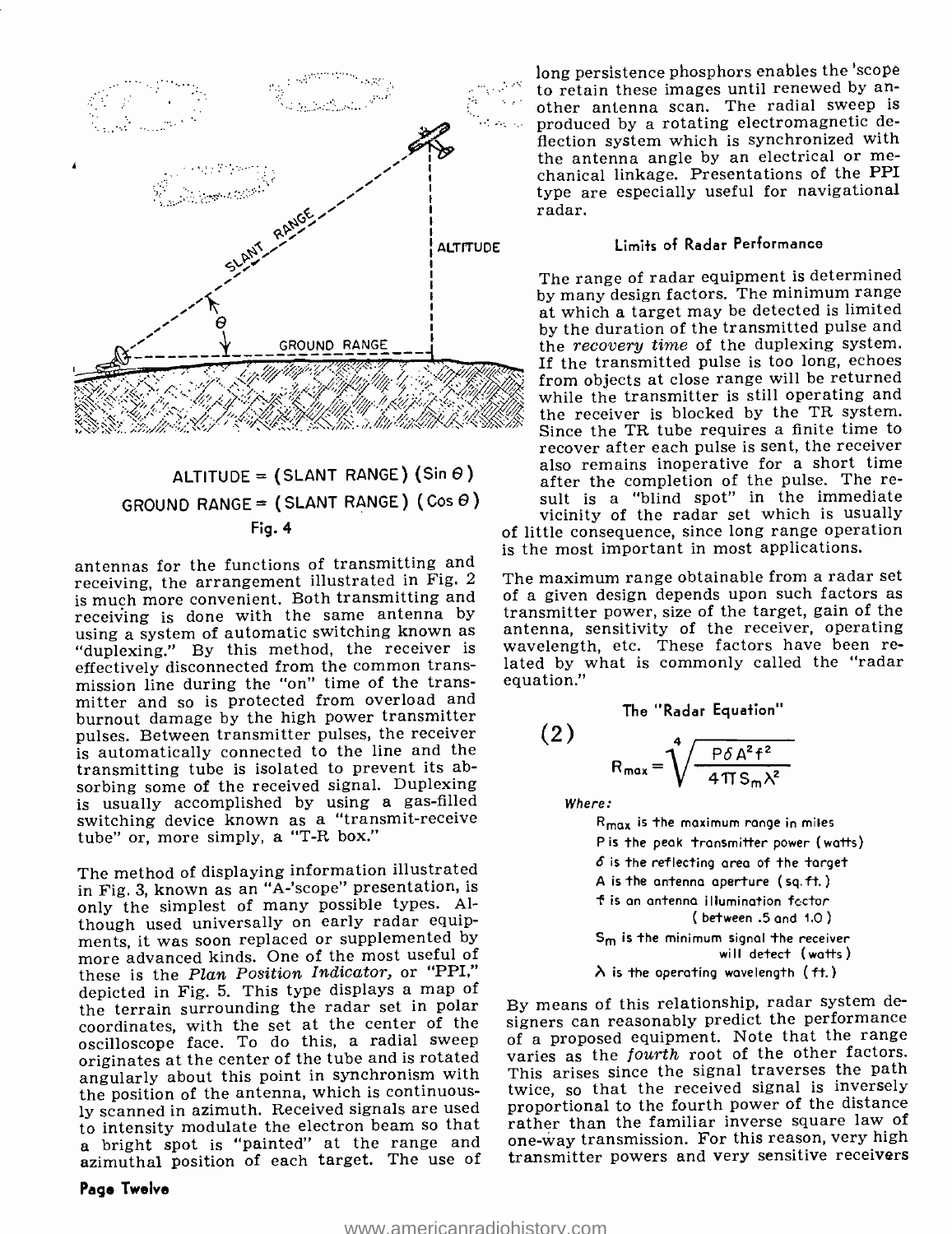SLANT RANGE

ALTITUDE

GROUND RANGE

$\theta$

$$\text{ALTITUDE} = (\text{SLANT RANGE})(\text{Sin}\ \theta)$$

$$\text{GROUND RANGE} = (\text{SLANT RANGE})(\text{Cos}\ \theta)$$

Fig. 4

antennas for the functions of transmitting and receiving, the arrangement illustrated in Fig. 2 is much more convenient. Both transmitting and receiving is done with the same antenna by using a system of automatic switching known as "duplexing." By this method, the receiver is effectively disconnected from the common transmission line during the "on" time of the transmitter and so is protected from overload and burnout damage by the high power transmitter pulses. Between transmitter pulses, the receiver is automatically connected to the line and the transmitting tube is isolated to prevent its absorbing some of the received signal. Duplexing is usually accomplished by using a gas-filled switching device known as a "transmit-receive tube" or, more simply, a "T-R box."

The method of displaying information illustrated in Fig. 3, known as an "A-'scope" presentation, is only the simplest of many possible types. Although used universally on early radar equipments, it was soon replaced or supplemented by more advanced kinds. One of the most useful of these is the *Plan Position Indicator*, or "PPI," depicted in Fig. 5. This type displays a map of the terrain surrounding the radar set in polar coordinates, with the set at the center of the oscilloscope face. To do this, a radial sweep originates at the center of the tube and is rotated angularly about this point in synchronism with the position of the antenna, which is continuously scanned in azimuth. Received signals are used to intensity modulate the electron beam so that a bright spot is "painted" at the range and azimuthal position of each target. The use of long persistence phosphors enables the 'scope to retain these images until renewed by another antenna scan. The radial sweep is produced by a rotating electromagnetic deflection system which is synchronized with the antenna angle by an electrical or mechanical linkage. Presentations of the PPI type are especially useful for navigational radar.

### Limits of Radar Performance

The range of radar equipment is determined by many design factors. The minimum range at which a target may be detected is limited by the duration of the transmitted pulse and the *recovery time* of the duplexing system. If the transmitted pulse is too long, echoes from objects at close range will be returned while the transmitter is still operating and the receiver is blocked by the TR system. Since the TR tube requires a finite time to recover after each pulse is sent, the receiver also remains inoperative for a short time after the completion of the pulse. The result is a "blind spot" in the immediate vicinity of the radar set which is usually of little consequence, since long range operation is the most important in most applications.

The maximum range obtainable from a radar set of a given design depends upon such factors as transmitter power, size of the target, gain of the antenna, sensitivity of the receiver, operating wavelength, etc. These factors have been related by what is commonly called the "radar equation."

#### The "Radar Equation"

$$(2) \qquad R_{max} = \sqrt[4]{\frac{P\delta A^2 f^2}{4\pi S_m \lambda^2}}$$

*Where:*

- $R_{max}$ is the maximum range in miles
- $P$ is the peak transmitter power (watts)
- $\delta$ is the reflecting area of the target
- $A$ is the antenna aperture (sq. ft.)
- $f$ is an antenna illumination factor (between .5 and 1.0)
- $S_m$ is the minimum signal the receiver will detect (watts)
- $\lambda$ is the operating wavelength (ft.)

By means of this relationship, radar system designers can reasonably predict the performance of a proposed equipment. Note that the range varies as the *fourth* root of the other factors. This arises since the signal traverses the path twice, so that the received signal is inversely proportional to the fourth power of the distance rather than the familiar inverse square law of one-way transmission. For this reason, very high transmitter powers and very sensitive receivers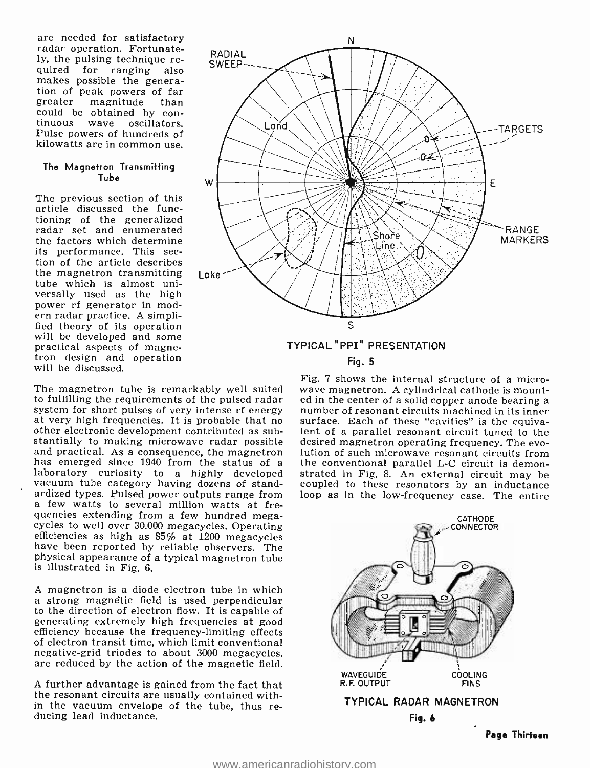are needed for satisfactory radar operation. Fortunately, the pulsing technique required for ranging also makes possible the generation of peak powers of far greater magnitude than could be obtained by continuous wave oscillators. Pulse powers of hundreds of kilowatts are in common use.

#### The Magnetron Transmitting Tube

The previous section of this article discussed the functioning of the generalized radar set and enumerated the factors which determine its performance. This section of the article describes the magnetron transmitting tube which is almost universally used as the high power rf generator in modern radar practice. A simplified theory of its operation will be developed and some practical aspects of magnetron design and operation will be discussed.

N
RADIAL SWEEP
Land
TARGETS
W
E
Shore Line
RANGE MARKERS
Lake
S

TYPICAL "PPI" PRESENTATION

Fig. 5

The magnetron tube is remarkably well suited to fulfilling the requirements of the pulsed radar system for short pulses of very intense rf energy at very high frequencies. It is probable that no other electronic development contributed as substantially to making microwave radar possible and practical. As a consequence, the magnetron has emerged since 1940 from the status of a laboratory curiosity to a highly developed vacuum tube category having dozens of standardized types. Pulsed power outputs range from a few watts to several million watts at frequencies extending from a few hundred megacycles to well over 30,000 megacycles. Operating efficiencies as high as 85% at 1200 megacycles have been reported by reliable observers. The physical appearance of a typical magnetron tube is illustrated in Fig. 6.

A magnetron is a diode electron tube in which a strong magnetic field is used perpendicular to the direction of electron flow. It is capable of generating extremely high frequencies at good efficiency because the frequency-limiting effects of electron transit time, which limit conventional negative-grid triodes to about 3000 megacycles, are reduced by the action of the magnetic field.

A further advantage is gained from the fact that the resonant circuits are usually contained within the vacuum envelope of the tube, thus reducing lead inductance.

Fig. 7 shows the internal structure of a microwave magnetron. A cylindrical cathode is mounted in the center of a solid copper anode bearing a number of resonant circuits machined in its inner surface. Each of these "cavities" is the equivalent of a parallel resonant circuit tuned to the desired magnetron operating frequency. The evolution of such microwave resonant circuits from the conventional parallel L-C circuit is demonstrated in Fig. 8. An external circuit may be coupled to these resonators by an inductance loop as in the low-frequency case. The entire

CATHODE CONNECTOR
WAVEGUIDE R.F. OUTPUT
COOLING FINS

TYPICAL RADAR MAGNETRON

Fig. 6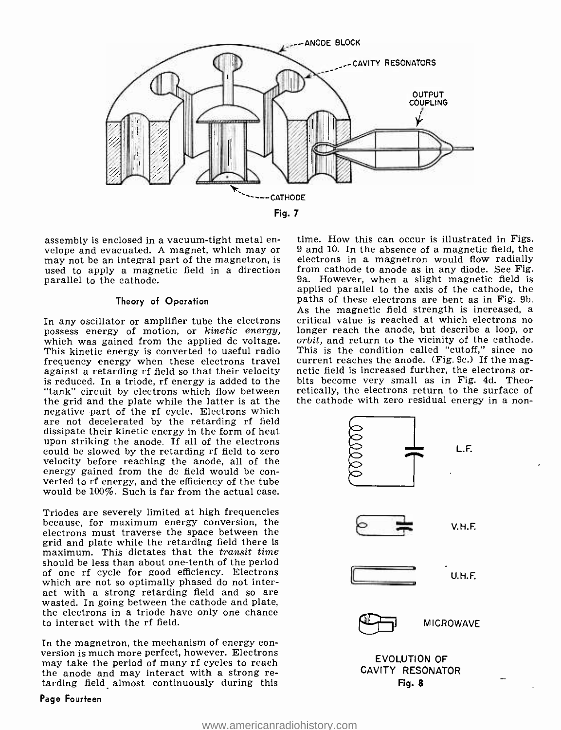ANODE BLOCK

CAVITY RESONATORS

OUTPUT COUPLING

CATHODE

Fig. 7

assembly is enclosed in a vacuum-tight metal envelope and evacuated. A magnet, which may or may not be an integral part of the magnetron, is used to apply a magnetic field in a direction parallel to the cathode.

### Theory of Operation

In any oscillator or amplifier tube the electrons possess energy of motion, or *kinetic energy,* which was gained from the applied dc voltage. This kinetic energy is converted to useful radio frequency energy when these electrons travel against a retarding rf field so that their velocity is reduced. In a triode, rf energy is added to the "tank" circuit by electrons which flow between the grid and the plate while the latter is at the negative part of the rf cycle. Electrons which are not decelerated by the retarding rf field dissipate their kinetic energy in the form of heat upon striking the anode. If all of the electrons could be slowed by the retarding rf field to zero velocity before reaching the anode, all of the energy gained from the dc field would be converted to rf energy, and the efficiency of the tube would be 100%. Such is far from the actual case.

Triodes are severely limited at high frequencies because, for maximum energy conversion, the electrons must traverse the space between the grid and plate while the retarding field there is maximum. This dictates that the *transit time* should be less than about one-tenth of the period of one rf cycle for good efficiency. Electrons which are not so optimally phased do not interact with a strong retarding field and so are wasted. In going between the cathode and plate, the electrons in a triode have only one chance to interact with the rf field.

In the magnetron, the mechanism of energy conversion is much more perfect, however. Electrons may take the period of many rf cycles to reach the anode and may interact with a strong retarding field almost continuously during this time. How this can occur is illustrated in Figs. 9 and 10. In the absence of a magnetic field, the electrons in a magnetron would flow radially from cathode to anode as in any diode. See Fig. 9a. However, when a slight magnetic field is applied parallel to the axis of the cathode, the paths of these electrons are bent as in Fig. 9b. As the magnetic field strength is increased, a critical value is reached at which electrons no longer reach the anode, but describe a loop, or *orbit,* and return to the vicinity of the cathode. This is the condition called "cutoff," since no current reaches the anode. (Fig. 9c.) If the magnetic field is increased further, the electrons orbits become very small as in Fig. 4d. Theoretically, the electrons return to the surface of the cathode with zero residual energy in a non-

L.F.

V.H.F.

U.H.F.

MICROWAVE

EVOLUTION OF CAVITY RESONATOR

Fig. 8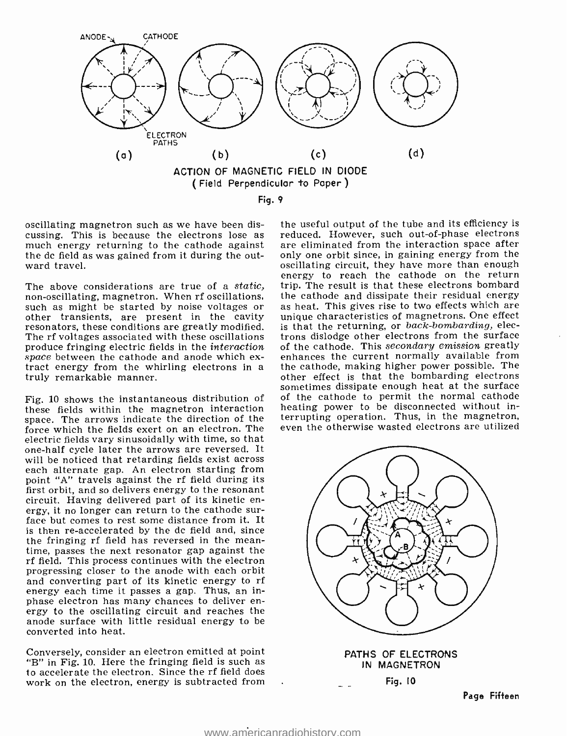ANODE
CATHODE

ELECTRON PATHS

(a) (b) (c) (d)

ACTION OF MAGNETIC FIELD IN DIODE
(Field Perpendicular to Paper)

Fig. 9

oscillating magnetron such as we have been discussing. This is because the electrons lose as much energy returning to the cathode against the dc field as was gained from it during the outward travel.

The above considerations are true of a *static,* non-oscillating, magnetron. When rf oscillations, such as might be started by noise voltages or other transients, are present in the cavity resonators, these conditions are greatly modified. The rf voltages associated with these oscillations produce fringing electric fields in the *interaction space* between the cathode and anode which extract energy from the whirling electrons in a truly remarkable manner.

Fig. 10 shows the instantaneous distribution of these fields within the magnetron interaction space. The arrows indicate the direction of the force which the fields exert on an electron. The electric fields vary sinusoidally with time, so that one-half cycle later the arrows are reversed. It will be noticed that retarding fields exist across each alternate gap. An electron starting from point "A" travels against the rf field during its first orbit, and so delivers energy to the resonant circuit. Having delivered part of its kinetic energy, it no longer can return to the cathode surface but comes to rest some distance from it. It is then re-accelerated by the dc field and, since the fringing rf field has reversed in the meantime, passes the next resonator gap against the rf field. This process continues with the electron progressing closer to the anode with each orbit and converting part of its kinetic energy to rf energy each time it passes a gap. Thus, an in-phase electron has many chances to deliver energy to the oscillating circuit and reaches the anode surface with little residual energy to be converted into heat.

Conversely, consider an electron emitted at point "B" in Fig. 10. Here the fringing field is such as to accelerate the electron. Since the rf field does work on the electron, energy is subtracted from the useful output of the tube and its efficiency is reduced. However, such out-of-phase electrons are eliminated from the interaction space after only one orbit since, in gaining energy from the oscillating circuit, they have more than enough energy to reach the cathode on the return trip. The result is that these electrons bombard the cathode and dissipate their residual energy as heat. This gives rise to two effects which are unique characteristics of magnetrons. One effect is that the returning, or *back-bombarding,* electrons dislodge other electrons from the surface of the cathode. This *secondary emission* greatly enhances the current normally available from the cathode, making higher power possible. The other effect is that the bombarding electrons sometimes dissipate enough heat at the surface of the cathode to permit the normal cathode heating power to be disconnected without interrupting operation. Thus, in the magnetron, even the otherwise wasted electrons are utilized

PATHS OF ELECTRONS IN MAGNETRON

Fig. 10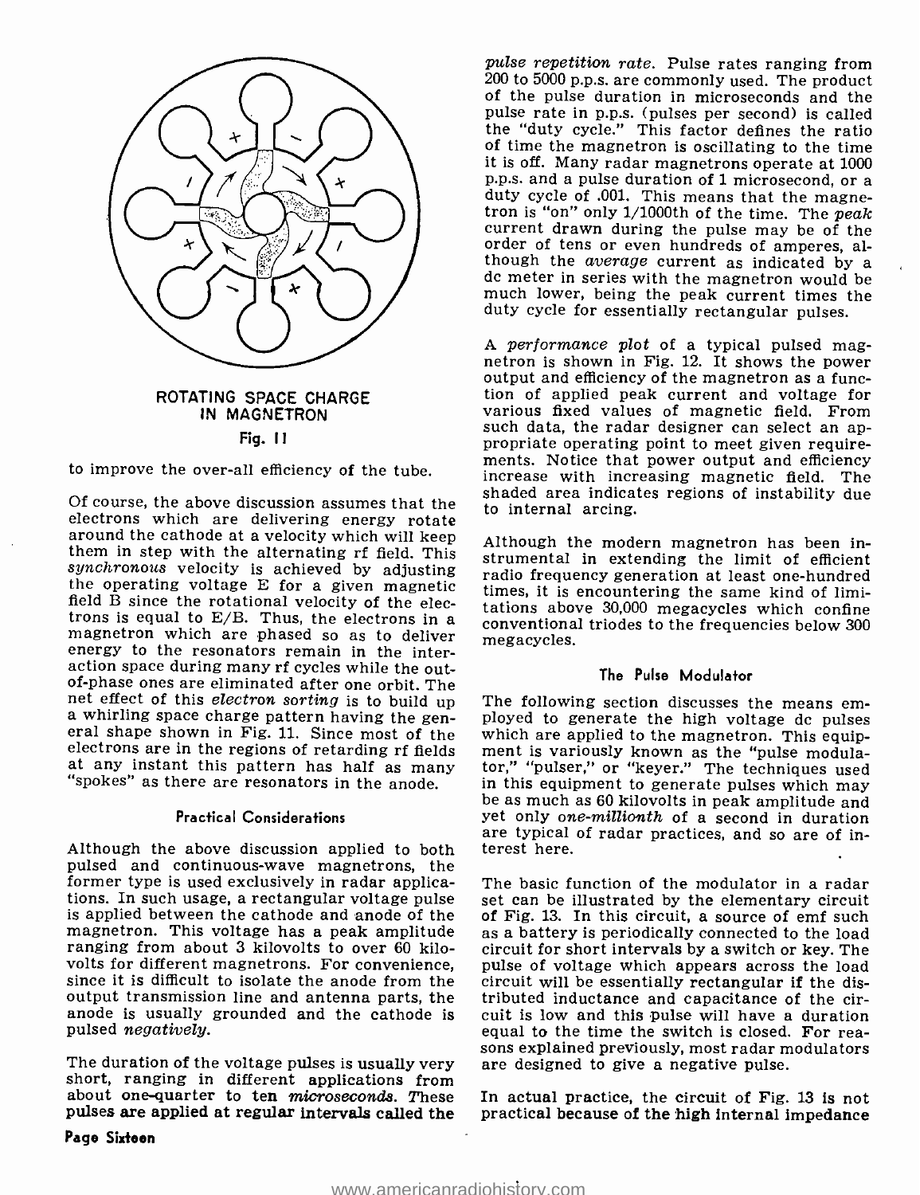ROTATING SPACE CHARGE IN MAGNETRON

Fig. 11

to improve the over-all efficiency of the tube.

Of course, the above discussion assumes that the electrons which are delivering energy rotate around the cathode at a velocity which will keep them in step with the alternating rf field. This *synchronous* velocity is achieved by adjusting the operating voltage E for a given magnetic field B since the rotational velocity of the electrons is equal to E/B. Thus, the electrons in a magnetron which are phased so as to deliver energy to the resonators remain in the interaction space during many rf cycles while the out-of-phase ones are eliminated after one orbit. The net effect of this *electron sorting* is to build up a whirling space charge pattern having the general shape shown in Fig. 11. Since most of the electrons are in the regions of retarding rf fields at any instant this pattern has half as many "spokes" as there are resonators in the anode.

### Practical Considerations

Although the above discussion applied to both pulsed and continuous-wave magnetrons, the former type is used exclusively in radar applications. In such usage, a rectangular voltage pulse is applied between the cathode and anode of the magnetron. This voltage has a peak amplitude ranging from about 3 kilovolts to over 60 kilovolts for different magnetrons. For convenience, since it is difficult to isolate the anode from the output transmission line and antenna parts, the anode is usually grounded and the cathode is pulsed *negatively*.

The duration of the voltage pulses is usually very short, ranging in different applications from about one-quarter to ten *microseconds*. These pulses are applied at regular intervals called the *pulse repetition rate*. Pulse rates ranging from 200 to 5000 p.p.s. are commonly used. The product of the pulse duration in microseconds and the pulse rate in p.p.s. (pulses per second) is called the "duty cycle." This factor defines the ratio of time the magnetron is oscillating to the time it is off. Many radar magnetrons operate at 1000 p.p.s. and a pulse duration of 1 microsecond, or a duty cycle of .001. This means that the magnetron is "on" only 1/1000th of the time. The *peak* current drawn during the pulse may be of the order of tens or even hundreds of amperes, although the *average* current as indicated by a dc meter in series with the magnetron would be much lower, being the peak current times the duty cycle for essentially rectangular pulses.

A *performance plot* of a typical pulsed magnetron is shown in Fig. 12. It shows the power output and efficiency of the magnetron as a function of applied peak current and voltage for various fixed values of magnetic field. From such data, the radar designer can select an appropriate operating point to meet given requirements. Notice that power output and efficiency increase with increasing magnetic field. The shaded area indicates regions of instability due to internal arcing.

Although the modern magnetron has been instrumental in extending the limit of efficient radio frequency generation at least one-hundred times, it is encountering the same kind of limitations above 30,000 megacycles which confine conventional triodes to the frequencies below 300 megacycles.

### The Pulse Modulator

The following section discusses the means employed to generate the high voltage dc pulses which are applied to the magnetron. This equipment is variously known as the "pulse modulator," "pulser," or "keyer." The techniques used in this equipment to generate pulses which may be as much as 60 kilovolts in peak amplitude and yet only *one-millionth* of a second in duration are typical of radar practices, and so are of interest here.

The basic function of the modulator in a radar set can be illustrated by the elementary circuit of Fig. 13. In this circuit, a source of emf such as a battery is periodically connected to the load circuit for short intervals by a switch or key. The pulse of voltage which appears across the load circuit will be essentially rectangular if the distributed inductance and capacitance of the circuit is low and this pulse will have a duration equal to the time the switch is closed. For reasons explained previously, most radar modulators are designed to give a negative pulse.

In actual practice, the circuit of Fig. 13 is not practical because of the high internal impedance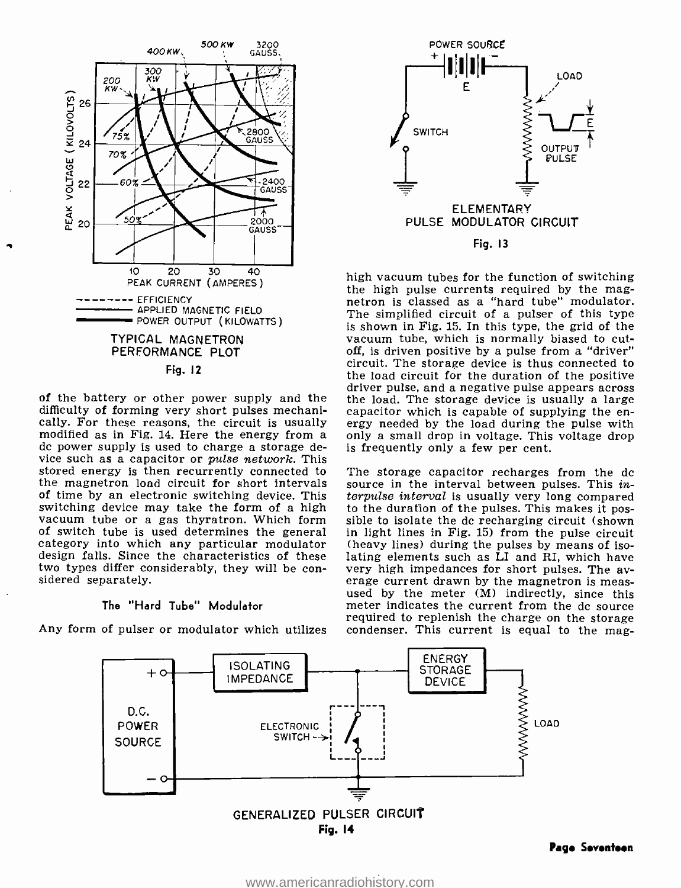400 KW
500 KW
3200 GAUSS
300 KW
200 KW
26
75%
2800 GAUSS
24
70%
22
60%
2400 GAUSS
20
50%
2000 GAUSS
PEAK VOLTAGE (KILOVOLTS)
10 20 30 40
PEAK CURRENT (AMPERES)

-------- EFFICIENCY
———— APPLIED MAGNETIC FIELD
━━━━ POWER OUTPUT (KILOWATTS)

TYPICAL MAGNETRON PERFORMANCE PLOT

Fig. 12

of the battery or other power supply and the difficulty of forming very short pulses mechanically. For these reasons, the circuit is usually modified as in Fig. 14. Here the energy from a dc power supply is used to charge a storage device such as a capacitor or *pulse network*. This stored energy is then recurrently connected to the magnetron load circuit for short intervals of time by an electronic switching device. This switching device may take the form of a high vacuum tube or a gas thyratron. Which form of switch tube is used determines the general category into which any particular modulator design falls. Since the characteristics of these two types differ considerably, they will be considered separately.

### The "Hard Tube" Modulator

Any form of pulser or modulator which utilizes high vacuum tubes for the function of switching the high pulse currents required by the magnetron is classed as a "hard tube" modulator. The simplified circuit of a pulser of this type is shown in Fig. 15. In this type, the grid of the vacuum tube, which is normally biased to cut-off, is driven positive by a pulse from a "driver" circuit. The storage device is thus connected to the load circuit for the duration of the positive driver pulse, and a negative pulse appears across the load. The storage device is usually a large capacitor which is capable of supplying the energy needed by the load during the pulse with only a small drop in voltage. This voltage drop is frequently only a few per cent.

The storage capacitor recharges from the dc source in the interval between pulses. This *interpulse interval* is usually very long compared to the duration of the pulses. This makes it possible to isolate the dc recharging circuit (shown in light lines in Fig. 15) from the pulse circuit (heavy lines) during the pulses by means of isolating elements such as LI and RI, which have very high impedances for short pulses. The average current drawn by the magnetron is measured by the meter (M) indirectly, since this meter indicates the current from the dc source required to replenish the charge on the storage condenser. This current is equal to the mag-

POWER SOURCE
+ E −
SWITCH
LOAD
E
OUTPUT PULSE

ELEMENTARY PULSE MODULATOR CIRCUIT

Fig. 13

D.C. POWER SOURCE
+
−
ISOLATING IMPEDANCE
ELECTRONIC SWITCH
ENERGY STORAGE DEVICE
LOAD

GENERALIZED PULSER CIRCUIT

Fig. 14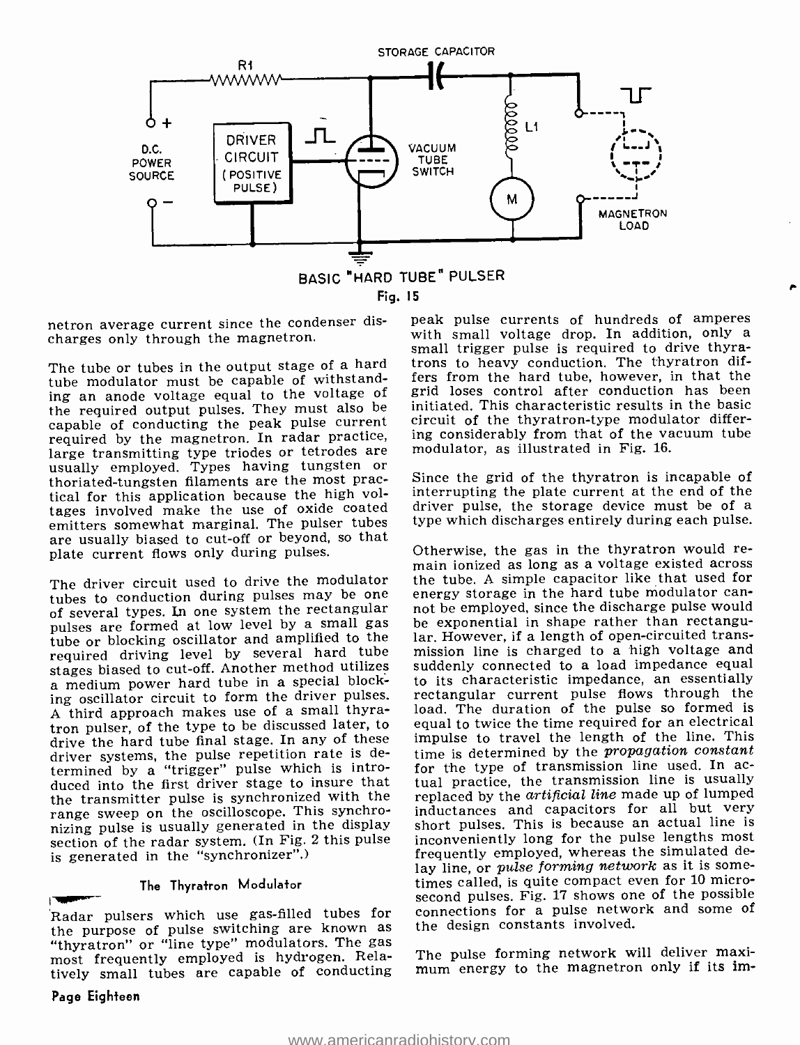STORAGE CAPACITOR

R1

D.C. POWER SOURCE

DRIVER CIRCUIT (POSITIVE PULSE)

VACUUM TUBE SWITCH

L1

M

MAGNETRON LOAD

BASIC "HARD TUBE" PULSER

Fig. 15

netron average current since the condenser discharges only through the magnetron.

The tube or tubes in the output stage of a hard tube modulator must be capable of withstanding an anode voltage equal to the voltage of the required output pulses. They must also be capable of conducting the peak pulse current required by the magnetron. In radar practice, large transmitting type triodes or tetrodes are usually employed. Types having tungsten or thoriated-tungsten filaments are the most practical for this application because the high voltages involved make the use of oxide coated emitters somewhat marginal. The pulser tubes are usually biased to cut-off or beyond, so that plate current flows only during pulses.

The driver circuit used to drive the modulator tubes to conduction during pulses may be one of several types. In one system the rectangular pulses are formed at low level by a small gas tube or blocking oscillator and amplified to the required driving level by several hard tube stages biased to cut-off. Another method utilizes a medium power hard tube in a special blocking oscillator circuit to form the driver pulses. A third approach makes use of a small thyratron pulser, of the type to be discussed later, to drive the hard tube final stage. In any of these driver systems, the pulse repetition rate is determined by a "trigger" pulse which is introduced into the first driver stage to insure that the transmitter pulse is synchronized with the range sweep on the oscilloscope. This synchronizing pulse is usually generated in the display section of the radar system. (In Fig. 2 this pulse is generated in the "synchronizer".)

### The Thyratron Modulator

Radar pulsers which use gas-filled tubes for the purpose of pulse switching are known as "thyratron" or "line type" modulators. The gas most frequently employed is hydrogen. Relatively small tubes are capable of conducting peak pulse currents of hundreds of amperes with small voltage drop. In addition, only a small trigger pulse is required to drive thyratrons to heavy conduction. The thyratron differs from the hard tube, however, in that the grid loses control after conduction has been initiated. This characteristic results in the basic circuit of the thyratron-type modulator differing considerably from that of the vacuum tube modulator, as illustrated in Fig. 16.

Since the grid of the thyratron is incapable of interrupting the plate current at the end of the driver pulse, the storage device must be of a type which discharges entirely during each pulse.

Otherwise, the gas in the thyratron would remain ionized as long as a voltage existed across the tube. A simple capacitor like that used for energy storage in the hard tube modulator cannot be employed, since the discharge pulse would be exponential in shape rather than rectangular. However, if a length of open-circuited transmission line is charged to a high voltage and suddenly connected to a load impedance equal to its characteristic impedance, an essentially rectangular current pulse flows through the load. The duration of the pulse so formed is equal to twice the time required for an electrical impulse to travel the length of the line. This time is determined by the *propagation constant* for the type of transmission line used. In actual practice, the transmission line is usually replaced by the *artificial line* made up of lumped inductances and capacitors for all but very short pulses. This is because an actual line is inconveniently long for the pulse lengths most frequently employed, whereas the simulated delay line, or *pulse forming network* as it is sometimes called, is quite compact even for 10 microsecond pulses. Fig. 17 shows one of the possible connections for a pulse network and some of the design constants involved.

The pulse forming network will deliver maximum energy to the magnetron only if its im-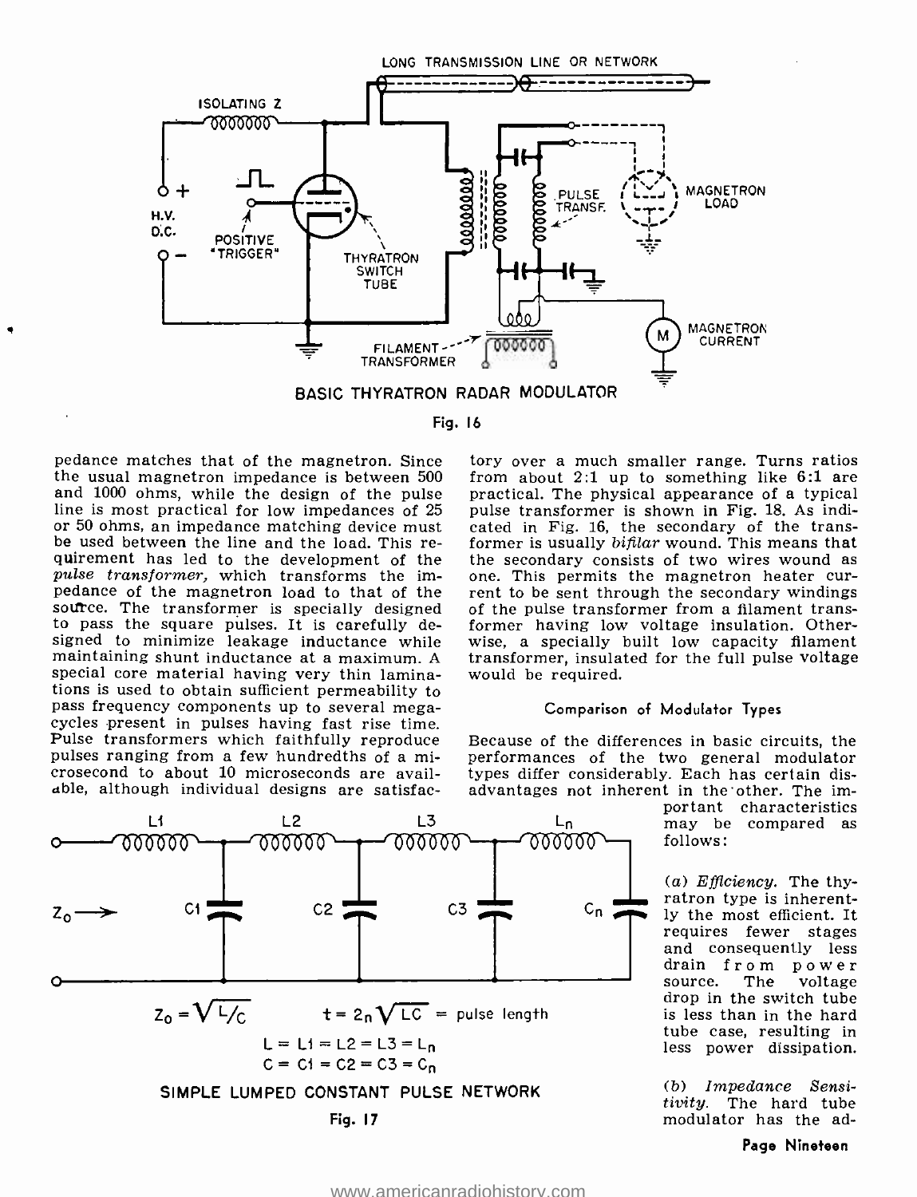BASIC THYRATRON RADAR MODULATOR

Fig. 16

pedance matches that of the magnetron. Since the usual magnetron impedance is between 500 and 1000 ohms, while the design of the pulse line is most practical for low impedances of 25 or 50 ohms, an impedance matching device must be used between the line and the load. This requirement has led to the development of the *pulse transformer,* which transforms the impedance of the magnetron load to that of the source. The transformer is specially designed to pass the square pulses. It is carefully designed to minimize leakage inductance while maintaining shunt inductance at a maximum. A special core material having very thin laminations is used to obtain sufficient permeability to pass frequency components up to several megacycles present in pulses having fast rise time. Pulse transformers which faithfully reproduce pulses ranging from a few hundredths of a microsecond to about 10 microseconds are available, although individual designs are satisfactory over a much smaller range. Turns ratios from about 2:1 up to something like 6:1 are practical. The physical appearance of a typical pulse transformer is shown in Fig. 18. As indicated in Fig. 16, the secondary of the transformer is usually *bifilar* wound. This means that the secondary consists of two wires wound as one. This permits the magnetron heater current to be sent through the secondary windings of the pulse transformer from a filament transformer having low voltage insulation. Otherwise, a specially built low capacity filament transformer, insulated for the full pulse voltage would be required.

### Comparison of Modulator Types

Because of the differences in basic circuits, the performances of the two general modulator types differ considerably. Each has certain disadvantages not inherent in the other. The important characteristics may be compared as follows:

(a) *Efficiency.* The thyratron type is inherently the most efficient. It requires fewer stages and consequently less drain from power source. The voltage drop in the switch tube is less than in the hard tube case, resulting in less power dissipation.

(b) *Impedance Sensitivity.* The hard tube modulator has the ad-

$$Z_0 = \sqrt{L/C} \qquad t = 2_n\sqrt{LC} = \text{pulse length}$$

$$L = L1 = L2 = L3 = L_n$$
$$C = C1 = C2 = C3 = C_n$$

SIMPLE LUMPED CONSTANT PULSE NETWORK

Fig. 17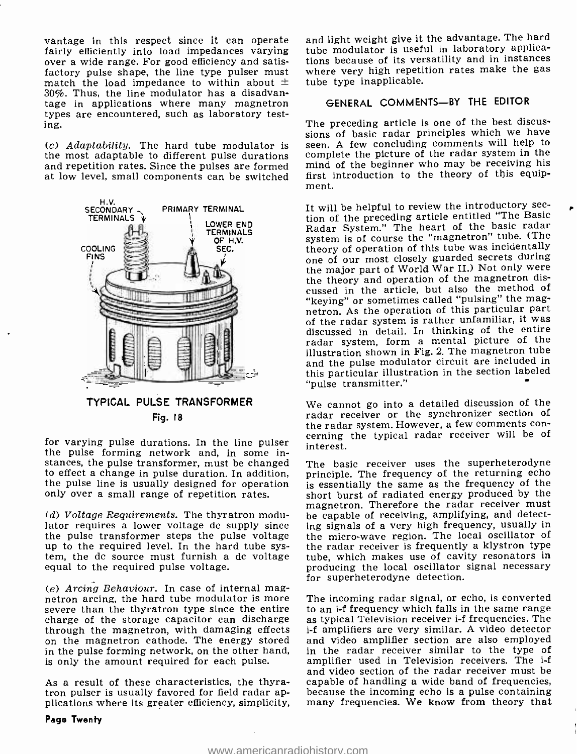vantage in this respect since it can operate fairly efficiently into load impedances varying over a wide range. For good efficiency and satisfactory pulse shape, the line type pulser must match the load impedance to within about ± 30%. Thus, the line modulator has a disadvantage in applications where many magnetron types are encountered, such as laboratory testing.

(c) *Adaptability*. The hard tube modulator is the most adaptable to different pulse durations and repetition rates. Since the pulses are formed at low level, small components can be switched for varying pulse durations. In the line pulser the pulse forming network and, in some instances, the pulse transformer, must be changed to effect a change in pulse duration. In addition, the pulse line is usually designed for operation only over a small range of repetition rates.

H.V. SECONDARY TERMINALS
PRIMARY TERMINAL
LOWER END TERMINALS OF H.V. SEC.
COOLING FINS

**TYPICAL PULSE TRANSFORMER**

**Fig. 18**

(d) *Voltage Requirements*. The thyratron modulator requires a lower voltage dc supply since the pulse transformer steps the pulse voltage up to the required level. In the hard tube system, the dc source must furnish a dc voltage equal to the required pulse voltage.

(e) *Arcing Behaviour*. In case of internal magnetron arcing, the hard tube modulator is more severe than the thyratron type since the entire charge of the storage capacitor can discharge through the magnetron, with damaging effects on the magnetron cathode. The energy stored in the pulse forming network, on the other hand, is only the amount required for each pulse.

As a result of these characteristics, the thyratron pulser is usually favored for field radar applications where its greater efficiency, simplicity, and light weight give it the advantage. The hard tube modulator is useful in laboratory applications because of its versatility and in instances where very high repetition rates make the gas tube type inapplicable.

## GENERAL COMMENTS—BY THE EDITOR

The preceding article is one of the best discussions of basic radar principles which we have seen. A few concluding comments will help to complete the picture of the radar system in the mind of the beginner who may be receiving his first introduction to the theory of this equipment.

It will be helpful to review the introductory section of the preceding article entitled "The Basic Radar System." The heart of the basic radar system is of course the "magnetron" tube. (The theory of operation of this tube was incidentally one of our most closely guarded secrets during the major part of World War II.) Not only were the theory and operation of the magnetron discussed in the article, but also the method of "keying" or sometimes called "pulsing" the magnetron. As the operation of this particular part of the radar system is rather unfamiliar, it was discussed in detail. In thinking of the entire radar system, form a mental picture of the illustration shown in Fig. 2. The magnetron tube and the pulse modulator circuit are included in this particular illustration in the section labeled "pulse transmitter."

We cannot go into a detailed discussion of the radar receiver or the synchronizer section of the radar system. However, a few comments concerning the typical radar receiver will be of interest.

The basic receiver uses the superheterodyne principle. The frequency of the returning echo is essentially the same as the frequency of the short burst of radiated energy produced by the magnetron. Therefore the radar receiver must be capable of receiving, amplifying, and detecting signals of a very high frequency, usually in the micro-wave region. The local oscillator of the radar receiver is frequently a klystron type tube, which makes use of cavity resonators in producing the local oscillator signal necessary for superheterodyne detection.

The incoming radar signal, or echo, is converted to an i-f frequency which falls in the same range as typical Television receiver i-f frequencies. The i-f amplifiers are very similar. A video detector and video amplifier section are also employed in the radar receiver similar to the type of amplifier used in Television receivers. The i-f and video section of the radar receiver must be capable of handling a wide band of frequencies, because the incoming echo is a pulse containing many frequencies. We know from theory that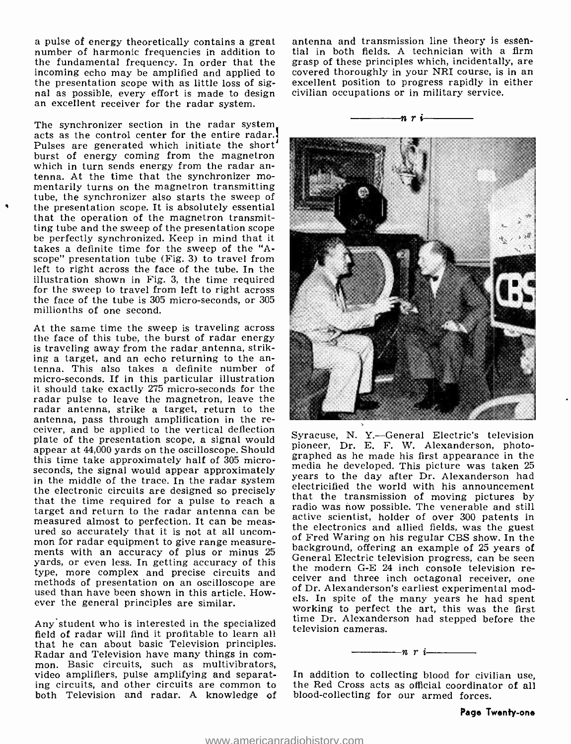a pulse of energy theoretically contains a great number of harmonic frequencies in addition to the fundamental frequency. In order that the incoming echo may be amplified and applied to the presentation scope with as little loss of signal as possible, every effort is made to design an excellent receiver for the radar system.

The synchronizer section in the radar system acts as the control center for the entire radar. Pulses are generated which initiate the short burst of energy coming from the magnetron which in turn sends energy from the radar antenna. At the time that the synchronizer momentarily turns on the magnetron transmitting tube, the synchronizer also starts the sweep of the presentation scope. It is absolutely essential that the operation of the magnetron transmitting tube and the sweep of the presentation scope be perfectly synchronized. Keep in mind that it takes a definite time for the sweep of the "A-scope" presentation tube (Fig. 3) to travel from left to right across the face of the tube. In the illustration shown in Fig. 3, the time required for the sweep to travel from left to right across the face of the tube is 305 micro-seconds, or 305 millionths of one second.

At the same time the sweep is traveling across the face of this tube, the burst of radar energy is traveling away from the radar antenna, striking a target, and an echo returning to the antenna. This also takes a definite number of micro-seconds. If in this particular illustration it should take exactly 275 micro-seconds for the radar pulse to leave the magnetron, leave the radar antenna, strike a target, return to the antenna, pass through amplification in the receiver, and be applied to the vertical deflection plate of the presentation scope, a signal would appear at 44,000 yards on the oscilloscope. Should this time take approximately half of 305 micro-seconds, the signal would appear approximately in the middle of the trace. In the radar system the electronic circuits are designed so precisely that the time required for a pulse to reach a target and return to the radar antenna can be measured almost to perfection. It can be measured so accurately that it is not at all uncommon for radar equipment to give range measurements with an accuracy of plus or minus 25 yards, or even less. In getting accuracy of this type, more complex and precise circuits and methods of presentation on an oscilloscope are used than have been shown in this article. However the general principles are similar.

Any student who is interested in the specialized field of radar will find it profitable to learn all that he can about basic Television principles. Radar and Television have many things in common. Basic circuits, such as multivibrators, video amplifiers, pulse amplifying and separating circuits, and other circuits are common to both Television and radar. A knowledge of antenna and transmission line theory is essential in both fields. A technician with a firm grasp of these principles which, incidentally, are covered thoroughly in your NRI course, is in an excellent position to progress rapidly in either civilian occupations or in military service.

—— n r i ——

Syracuse, N. Y.—General Electric's television pioneer, Dr. E. F. W. Alexanderson, photographed as he made his first appearance in the media he developed. This picture was taken 25 years to the day after Dr. Alexanderson had electricified the world with his announcement that the transmission of moving pictures by radio was now possible. The venerable and still active scientist, holder of over 300 patents in the electronics and allied fields, was the guest of Fred Waring on his regular CBS show. In the background, offering an example of 25 years of General Electric television progress, can be seen the modern G-E 24 inch console television receiver and three inch octagonal receiver, one of Dr. Alexanderson's earliest experimental models. In spite of the many years he had spent working to perfect the art, this was the first time Dr. Alexanderson had stepped before the television cameras.

—— n r i ——

In addition to collecting blood for civilian use, the Red Cross acts as official coordinator of all blood-collecting for our armed forces.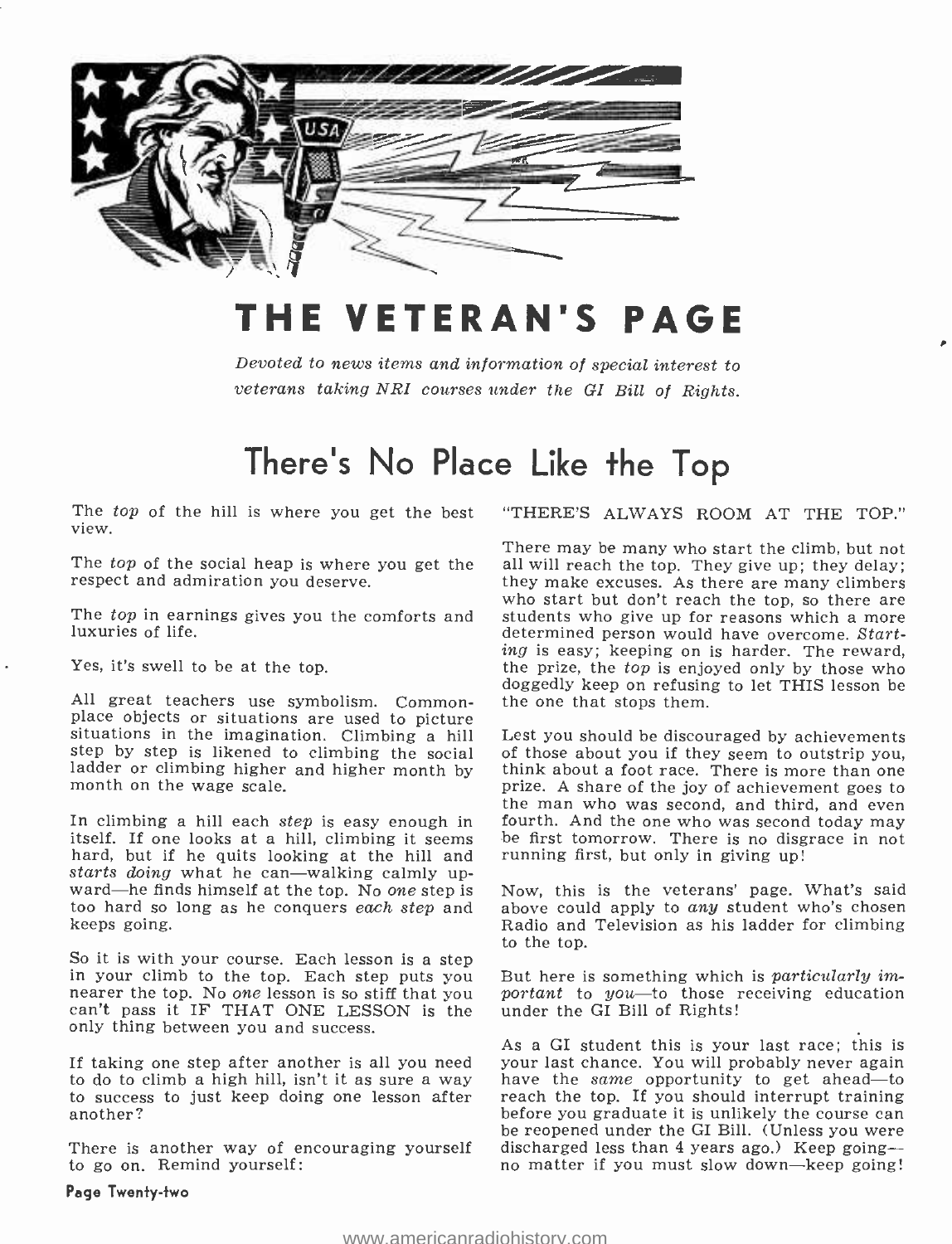# THE VETERAN'S PAGE

*Devoted to news items and information of special interest to veterans taking NRI courses under the GI Bill of Rights.*

## There's No Place Like the Top

The *top* of the hill is where you get the best view.

The *top* of the social heap is where you get the respect and admiration you deserve.

The *top* in earnings gives you the comforts and luxuries of life.

Yes, it's swell to be at the top.

All great teachers use symbolism. Commonplace objects or situations are used to picture situations in the imagination. Climbing a hill step by step is likened to climbing the social ladder or climbing higher and higher month by month on the wage scale.

In climbing a hill each *step* is easy enough in itself. If one looks at a hill, climbing it seems hard, but if he quits looking at the hill and *starts doing* what he can—walking calmly upward—he finds himself at the top. No *one* step is too hard so long as he conquers *each step* and keeps going.

So it is with your course. Each lesson is a step in your climb to the top. Each step puts you nearer the top. No *one* lesson is so stiff that you can't pass it IF THAT ONE LESSON is the only thing between you and success.

If taking one step after another is all you need to do to climb a high hill, isn't it as sure a way to success to just keep doing one lesson after another?

There is another way of encouraging yourself to go on. Remind yourself:

"THERE'S ALWAYS ROOM AT THE TOP."

There may be many who start the climb, but not all will reach the top. They give up; they delay; they make excuses. As there are many climbers who start but don't reach the top, so there are students who give up for reasons which a more determined person would have overcome. *Starting* is easy; keeping on is harder. The reward, the prize, the *top* is enjoyed only by those who doggedly keep on refusing to let THIS lesson be the one that stops them.

Lest you should be discouraged by achievements of those about you if they seem to outstrip you, think about a foot race. There is more than one prize. A share of the joy of achievement goes to the man who was second, and third, and even fourth. And the one who was second today may be first tomorrow. There is no disgrace in not running first, but only in giving up!

Now, this is the veterans' page. What's said above could apply to *any* student who's chosen Radio and Television as his ladder for climbing to the top.

But here is something which is *particularly important* to *you*—to those receiving education under the GI Bill of Rights!

As a GI student this is your last race; this is your last chance. You will probably never again have the *same* opportunity to get ahead—to reach the top. If you should interrupt training before you graduate it is unlikely the course can be reopened under the GI Bill. (Unless you were discharged less than 4 years ago.) Keep going—no matter if you must slow down—keep going!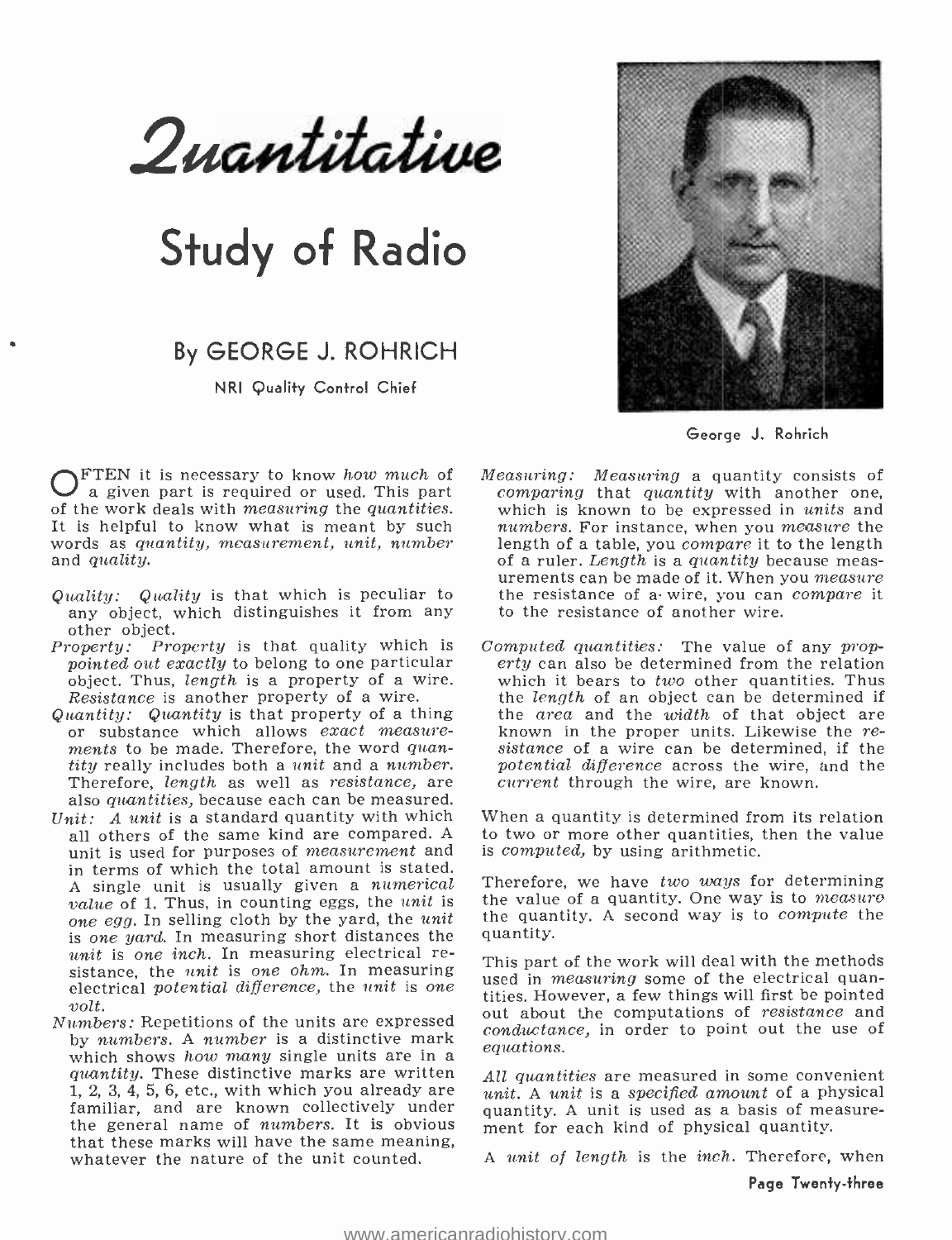# *Quantitative*

# Study of Radio

## By GEORGE J. ROHRICH

NRI Quality Control Chief

George J. Rohrich

OFTEN it is necessary to know *how much* of a given part is required or used. This part of the work deals with *measuring* the *quantities*. It is helpful to know what is meant by such words as *quantity*, *measurement*, *unit*, *number* and *quality*.

*Quality:* *Quality* is that which is peculiar to any object, which distinguishes it from any other object.

*Property:* *Property* is that quality which is *pointed out exactly* to belong to one particular object. Thus, *length* is a property of a wire. *Resistance* is another property of a wire.

*Quantity:* *Quantity* is that property of a thing or substance which allows *exact measurements* to be made. Therefore, the word *quantity* really includes both a *unit* and a *number*. Therefore, *length* as well as *resistance*, are also *quantities*, because each can be measured.

*Unit:* *A unit* is a standard quantity with which all others of the same kind are compared. A unit is used for purposes of *measurement* and in terms of which the total amount is stated. A single unit is usually given a *numerical value* of 1. Thus, in counting eggs, the *unit* is *one egg*. In selling cloth by the yard, the *unit* is *one yard*. In measuring short distances the *unit* is *one inch*. In measuring electrical resistance, the *unit* is *one ohm*. In measuring electrical *potential difference*, the *unit* is *one volt*.

*Numbers:* Repetitions of the units are expressed by *numbers*. A *number* is a distinctive mark which shows *how many* single units are in a *quantity*. These distinctive marks are written 1, 2, 3, 4, 5, 6, etc., with which you already are familiar, and are known collectively under the general name of *numbers*. It is obvious that these marks will have the same meaning, whatever the nature of the unit counted.

*Measuring:* *Measuring* a quantity consists of *comparing* that *quantity* with another one, which is known to be expressed in *units* and *numbers*. For instance, when you *measure* the length of a table, you *compare* it to the length of a ruler. *Length* is a *quantity* because measurements can be made of it. When you *measure* the resistance of a wire, you can *compare* it to the resistance of another wire.

*Computed quantities:* The value of any *property* can also be determined from the relation which it bears to *two* other quantities. Thus the *length* of an object can be determined if the *area* and the *width* of that object are known in the proper units. Likewise the *resistance* of a wire can be determined, if the *potential difference* across the wire, and the *current* through the wire, are known.

When a quantity is determined from its relation to two or more other quantities, then the value is *computed*, by using arithmetic.

Therefore, we have *two ways* for determining the value of a quantity. One way is to *measure* the quantity. A second way is to *compute* the quantity.

This part of the work will deal with the methods used in *measuring* some of the electrical quantities. However, a few things will first be pointed out about the computations of *resistance* and *conductance*, in order to point out the use of *equations*.

*All quantities* are measured in some convenient *unit*. A *unit* is a *specified amount* of a physical quantity. A unit is used as a basis of measurement for each kind of physical quantity.

A *unit of length* is the *inch*. Therefore, when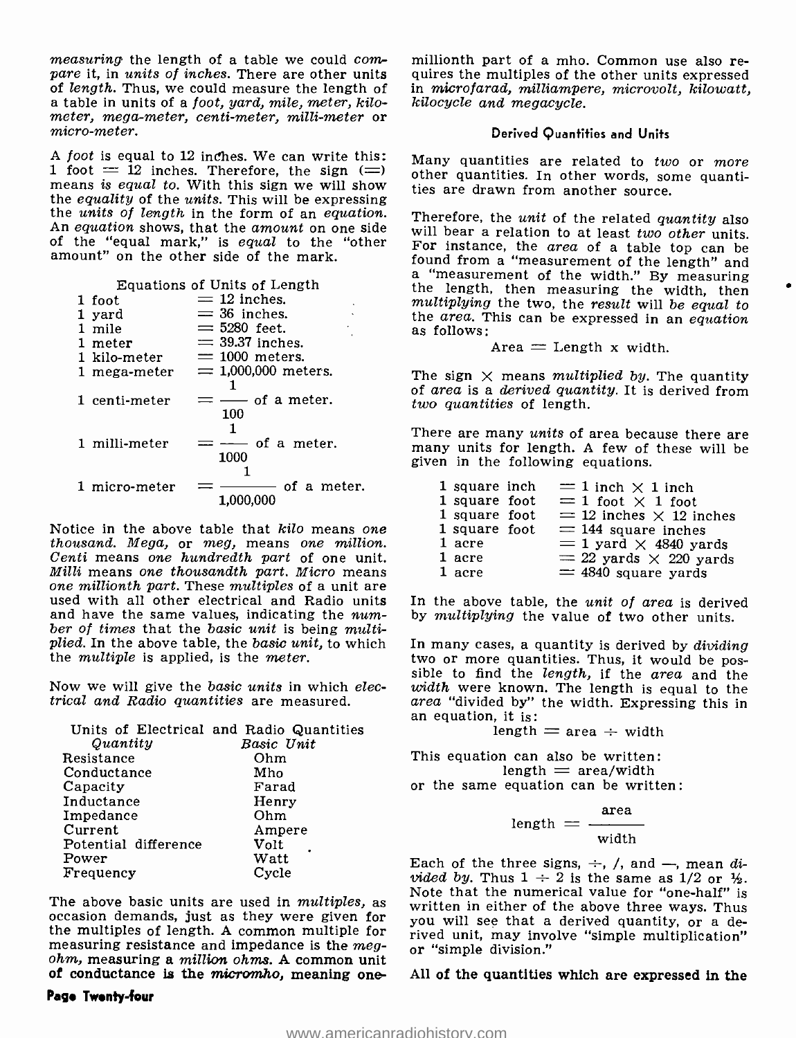*measuring* the length of a table we could *compare* it, in *units of inches*. There are other units of *length*. Thus, we could measure the length of a table in units of a *foot, yard, mile, meter, kilo-meter, mega-meter, centi-meter, milli-meter* or *micro-meter*.

A *foot* is equal to 12 inches. We can write this: 1 foot = 12 inches. Therefore, the sign (=) means *is equal to*. With this sign we will show the *equality* of the *units*. This will be expressing the *units of length* in the form of an *equation*. An *equation* shows, that the *amount* on one side of the "equal mark," is *equal* to the "other amount" on the other side of the mark.

Equations of Units of Length

| | |
|---|---|
| 1 foot | = 12 inches. |
| 1 yard | = 36 inches. |
| 1 mile | = 5280 feet. |
| 1 meter | = 39.37 inches. |
| 1 kilo-meter | = 1000 meters. |
| 1 mega-meter | = 1,000,000 meters. |
| 1 centi-meter | = $\frac{1}{100}$ of a meter. |
| 1 milli-meter | = $\frac{1}{1000}$ of a meter. |
| 1 micro-meter | = $\frac{1}{1,000,000}$ of a meter. |

Notice in the above table that *kilo* means *one thousand*. *Mega*, or *meg*, means *one million*. *Centi* means *one hundredth part* of one unit. *Milli* means *one thousandth part*. *Micro* means *one millionth part*. These *multiples* of a unit are used with all other electrical and Radio units and have the same values, indicating the *number of times* that the *basic unit* is being *multiplied*. In the above table, the *basic unit*, to which the *multiple* is applied, is the *meter*.

Now we will give the *basic units* in which *electrical and Radio quantities* are measured.

Units of Electrical and Radio Quantities

| *Quantity* | *Basic Unit* |
|---|---|
| Resistance | Ohm |
| Conductance | Mho |
| Capacity | Farad |
| Inductance | Henry |
| Impedance | Ohm |
| Current | Ampere |
| Potential difference | Volt |
| Power | Watt |
| Frequency | Cycle |

The above basic units are used in *multiples*, as occasion demands, just as they were given for the multiples of length. A common multiple for measuring resistance and impedance is the *megohm*, measuring a *million ohms*. A common unit of conductance is the *micromho*, meaning one-millionth part of a mho. Common use also requires the multiples of the other units expressed in *microfarad, milliampere, microvolt, kilowatt, kilocycle and megacycle.*

### Derived Quantities and Units

Many quantities are related to *two* or *more* other quantities. In other words, some quantities are drawn from another source.

Therefore, the *unit* of the related *quantity* also will bear a relation to at least *two other* units. For instance, the *area* of a table top can be found from a "measurement of the length" and a "measurement of the width." By measuring the length, then measuring the width, then *multiplying* the two, the *result* will *be equal to* the *area*. This can be expressed in an *equation* as follows:

$$\text{Area} = \text{Length} \times \text{width}.$$

The sign $\times$ means *multiplied by*. The quantity of *area* is a *derived quantity*. It is derived from *two quantities* of length.

There are many *units* of area because there are many units for length. A few of these will be given in the following equations.

| | |
|---|---|
| 1 square inch | = 1 inch $\times$ 1 inch |
| 1 square foot | = 1 foot $\times$ 1 foot |
| 1 square foot | = 12 inches $\times$ 12 inches |
| 1 square foot | = 144 square inches |
| 1 acre | = 1 yard $\times$ 4840 yards |
| 1 acre | = 22 yards $\times$ 220 yards |
| 1 acre | = 4840 square yards |

In the above table, the *unit of area* is derived by *multiplying* the value of two other units.

In many cases, a quantity is derived by *dividing* two or more quantities. Thus, it would be possible to find the *length*, if the *area* and the *width* were known. The length is equal to the *area* "divided by" the width. Expressing this in an equation, it is:

$$\text{length} = \text{area} \div \text{width}$$

This equation can also be written:

$$\text{length} = \text{area/width}$$

or the same equation can be written:

$$\text{length} = \frac{\text{area}}{\text{width}}$$

Each of the three signs, $\div$, /, and —, mean *divided by*. Thus $1 \div 2$ is the same as 1/2 or ½. Note that the numerical value for "one-half" is written in either of the above three ways. Thus you will see that a derived quantity, or a derived unit, may involve "simple multiplication" or "simple division."

**All of the quantities which are expressed in the**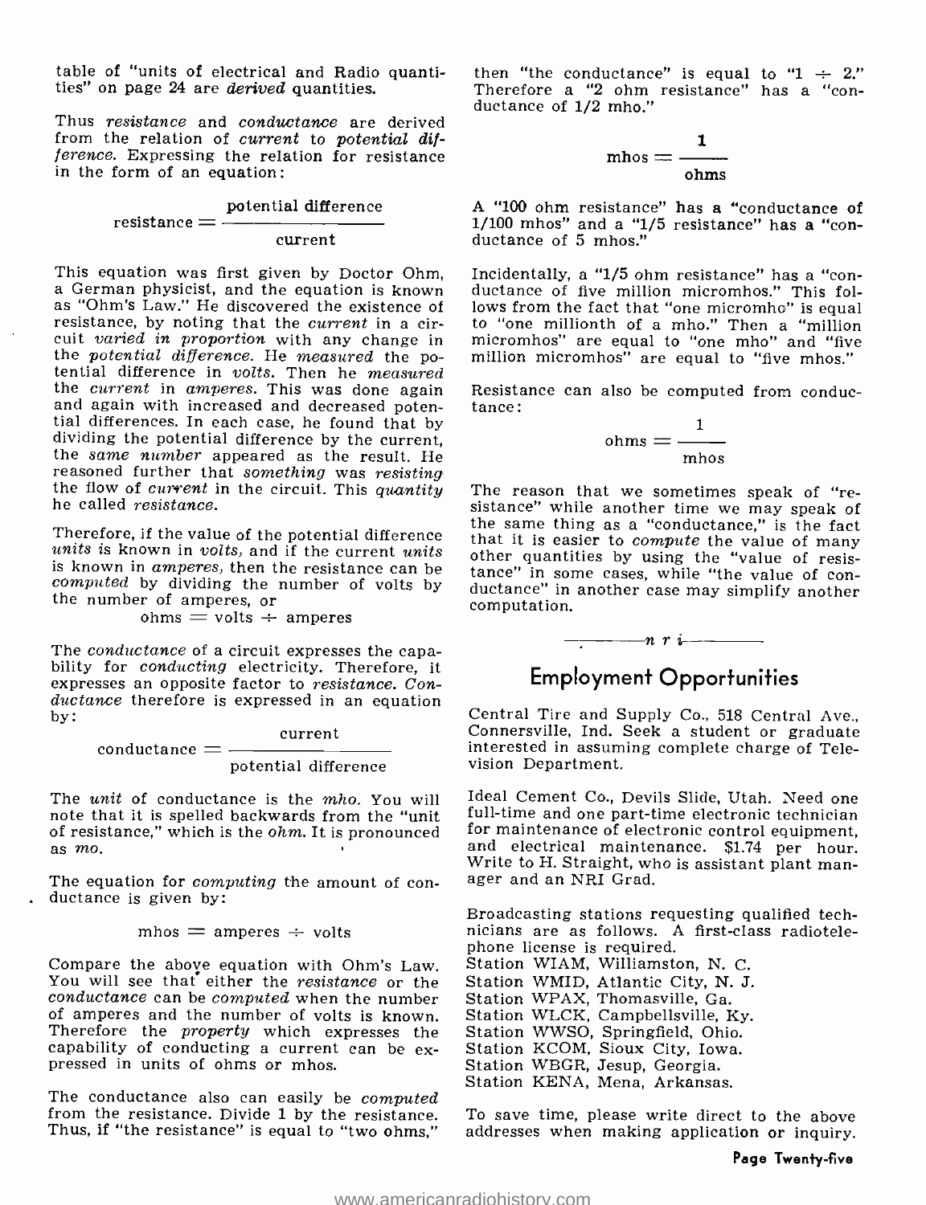table of "units of electrical and Radio quantities" on page 24 are *derived* quantities.

Thus *resistance* and *conductance* are derived from the relation of *current* to *potential difference*. Expressing the relation for resistance in the form of an equation:

$$\text{resistance} = \frac{\text{potential difference}}{\text{current}}$$

This equation was first given by Doctor Ohm, a German physicist, and the equation is known as "Ohm's Law." He discovered the existence of resistance, by noting that the *current* in a circuit *varied in proportion* with any change in the *potential difference*. He *measured* the potential difference in *volts*. Then he *measured* the *current* in *amperes*. This was done again and again with increased and decreased potential differences. In each case, he found that by dividing the potential difference by the current, the *same number* appeared as the result. He reasoned further that *something* was *resisting* the flow of *current* in the circuit. This *quantity* he called *resistance*.

Therefore, if the value of the potential difference *units* is known in *volts*, and if the current *units* is known in *amperes*, then the resistance can be *computed* by dividing the number of volts by the number of amperes, or

$$\text{ohms} = \text{volts} \div \text{amperes}$$

The *conductance* of a circuit expresses the capability for *conducting* electricity. Therefore, it expresses an opposite factor to *resistance*. *Conductance* therefore is expressed in an equation by:

$$\text{conductance} = \frac{\text{current}}{\text{potential difference}}$$

The *unit* of conductance is the *mho*. You will note that it is spelled backwards from the "unit of resistance," which is the *ohm*. It is pronounced as *mo*.

The equation for *computing* the amount of conductance is given by:

$$\text{mhos} = \text{amperes} \div \text{volts}$$

Compare the above equation with Ohm's Law. You will see that either the *resistance* or the *conductance* can be *computed* when the number of amperes and the number of volts is known. Therefore the *property* which expresses the capability of conducting a current can be expressed in units of ohms or mhos.

The conductance also can easily be *computed* from the resistance. Divide 1 by the resistance. Thus, if "the resistance" is equal to "two ohms," then "the conductance" is equal to "1 ÷ 2." Therefore a "2 ohm resistance" has a "conductance of 1/2 mho."

$$\text{mhos} = \frac{1}{\text{ohms}}$$

A "100 ohm resistance" has a "conductance of 1/100 mhos" and a "1/5 resistance" has a "conductance of 5 mhos."

Incidentally, a "1/5 ohm resistance" has a "conductance of five million micromhos." This follows from the fact that "one micromho" is equal to "one millionth of a mho." Then a "million micromhos" are equal to "one mho" and "five million micromhos" are equal to "five mhos."

Resistance can also be computed from conductance:

$$\text{ohms} = \frac{1}{\text{mhos}}$$

The reason that we sometimes speak of "resistance" while another time we may speak of the same thing as a "conductance," is the fact that it is easier to *compute* the value of many other quantities by using the "value of resistance" in some cases, while "the value of conductance" in another case may simplify another computation.

*n r i*

## Employment Opportunities

Central Tire and Supply Co., 518 Central Ave., Connersville, Ind. Seek a student or graduate interested in assuming complete charge of Television Department.

Ideal Cement Co., Devils Slide, Utah. Need one full-time and one part-time electronic technician for maintenance of electronic control equipment, and electrical maintenance. $1.74 per hour. Write to H. Straight, who is assistant plant manager and an NRI Grad.

Broadcasting stations requesting qualified technicians are as follows. A first-class radiotelephone license is required.

Station WIAM, Williamston, N. C.
Station WMID, Atlantic City, N. J.
Station WPAX, Thomasville, Ga.
Station WLCK, Campbellsville, Ky.
Station WWSO, Springfield, Ohio.
Station KCOM, Sioux City, Iowa.
Station WBGR, Jesup, Georgia.
Station KENA, Mena, Arkansas.

To save time, please write direct to the above addresses when making application or inquiry.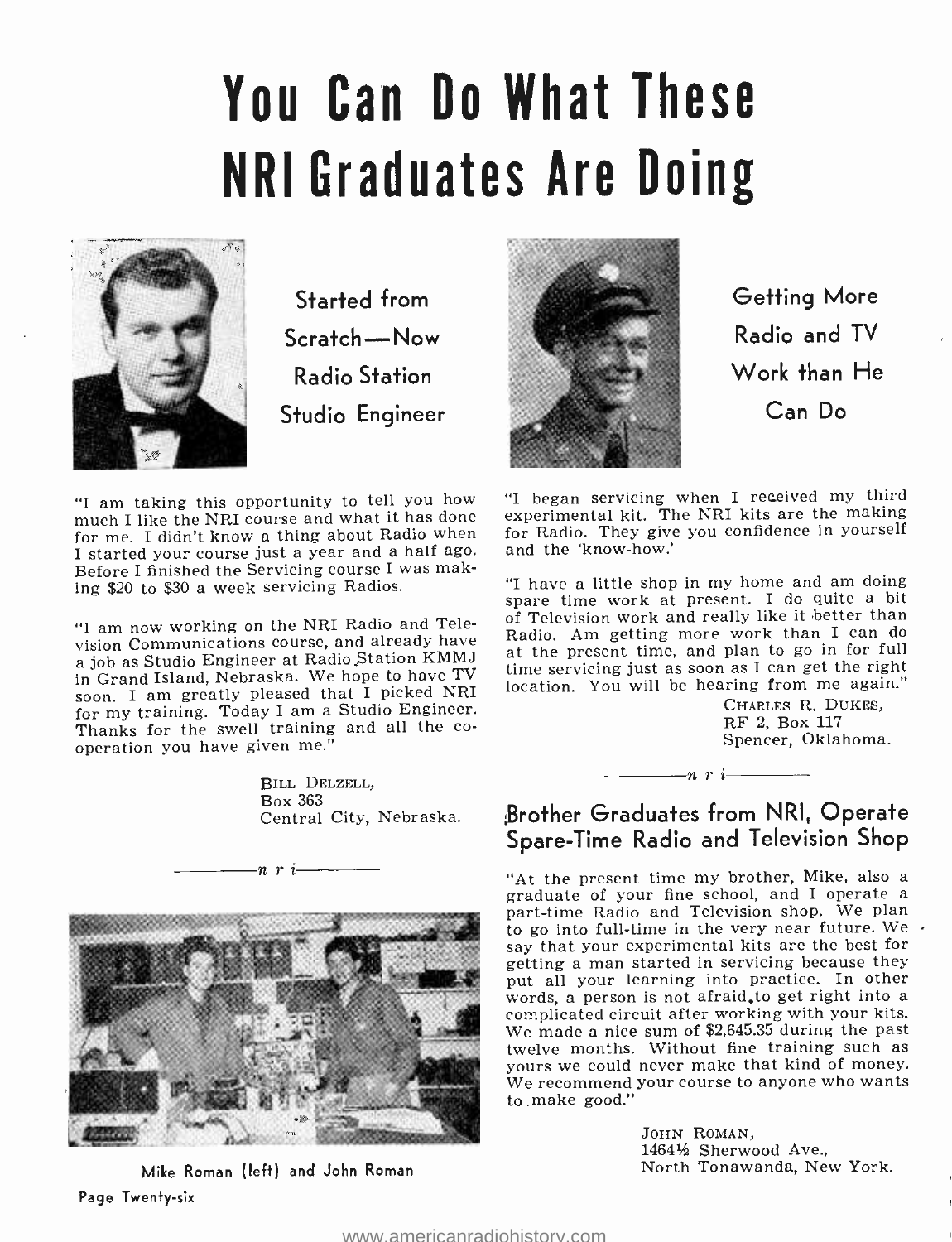# You Can Do What These NRI Graduates Are Doing

## Started from Scratch—Now Radio Station Studio Engineer

"I am taking this opportunity to tell you how much I like the NRI course and what it has done for me. I didn't know a thing about Radio when I started your course just a year and a half ago. Before I finished the Servicing course I was making $20 to $30 a week servicing Radios.

"I am now working on the NRI Radio and Television Communications course, and already have a job as Studio Engineer at Radio Station KMMJ in Grand Island, Nebraska. We hope to have TV soon. I am greatly pleased that I picked NRI for my training. Today I am a Studio Engineer. Thanks for the swell training and all the cooperation you have given me."

BILL DELZELL,
Box 363
Central City, Nebraska.

—n r i—

## Getting More Radio and TV Work than He Can Do

"I began servicing when I received my third experimental kit. The NRI kits are the making for Radio. They give you confidence in yourself and the 'know-how.'

"I have a little shop in my home and am doing spare time work at present. I do quite a bit of Television work and really like it better than Radio. Am getting more work than I can do at the present time, and plan to go in for full time servicing just as soon as I can get the right location. You will be hearing from me again."

CHARLES R. DUKES,
RF 2, Box 117
Spencer, Oklahoma.

—n r i—

## Brother Graduates from NRI, Operate Spare-Time Radio and Television Shop

"At the present time my brother, Mike, also a graduate of your fine school, and I operate a part-time Radio and Television shop. We plan to go into full-time in the very near future. We say that your experimental kits are the best for getting a man started in servicing because they put all your learning into practice. In other words, a person is not afraid to get right into a complicated circuit after working with your kits. We made a nice sum of $2,645.35 during the past twelve months. Without fine training such as yours we could never make that kind of money. We recommend your course to anyone who wants to make good."

JOHN ROMAN,
1464½ Sherwood Ave.,
North Tonawanda, New York.

Mike Roman (left) and John Roman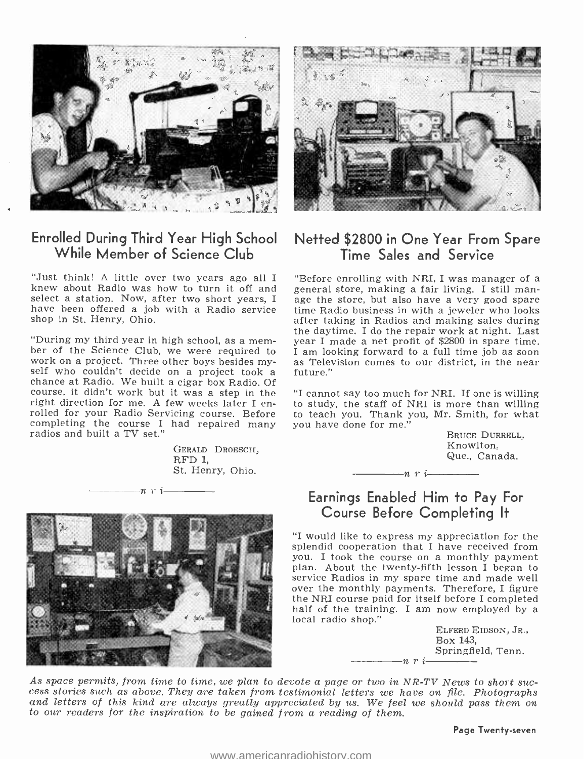## Enrolled During Third Year High School While Member of Science Club

"Just think! A little over two years ago all I knew about Radio was how to turn it off and select a station. Now, after two short years, I have been offered a job with a Radio service shop in St. Henry, Ohio.

"During my third year in high school, as a member of the Science Club, we were required to work on a project. Three other boys besides myself who couldn't decide on a project took a chance at Radio. We built a cigar box Radio. Of course, it didn't work but it was a step in the right direction for me. A few weeks later I enrolled for your Radio Servicing course. Before completing the course I had repaired many radios and built a TV set."

GERALD DROESCH,
RFD 1,
St. Henry, Ohio.

—————n r i—————

## Netted $2800 in One Year From Spare Time Sales and Service

"Before enrolling with NRI, I was manager of a general store, making a fair living. I still manage the store, but also have a very good spare time Radio business in with a jeweler who looks after taking in Radios and making sales during the daytime. I do the repair work at night. Last year I made a net profit of $2800 in spare time. I am looking forward to a full time job as soon as Television comes to our district, in the near future."

"I cannot say too much for NRI. If one is willing to study, the staff of NRI is more than willing to teach you. Thank you, Mr. Smith, for what you have done for me."

BRUCE DURRELL,
Knowlton,
Que., Canada.

—————n r i—————

## Earnings Enabled Him to Pay For Course Before Completing It

"I would like to express my appreciation for the splendid cooperation that I have received from you. I took the course on a monthly payment plan. About the twenty-fifth lesson I began to service Radios in my spare time and made well over the monthly payments. Therefore, I figure the NRI course paid for itself before I completed half of the training. I am now employed by a local radio shop."

ELFERD EIDSON, JR.,
Box 143,
Springfield, Tenn.

—————n r i—————

*As space permits, from time to time, we plan to devote a page or two in NR-TV News to short success stories such as above. They are taken from testimonial letters we have on file. Photographs and letters of this kind are always greatly appreciated by us. We feel we should pass them on to our readers for the inspiration to be gained from a reading of them.*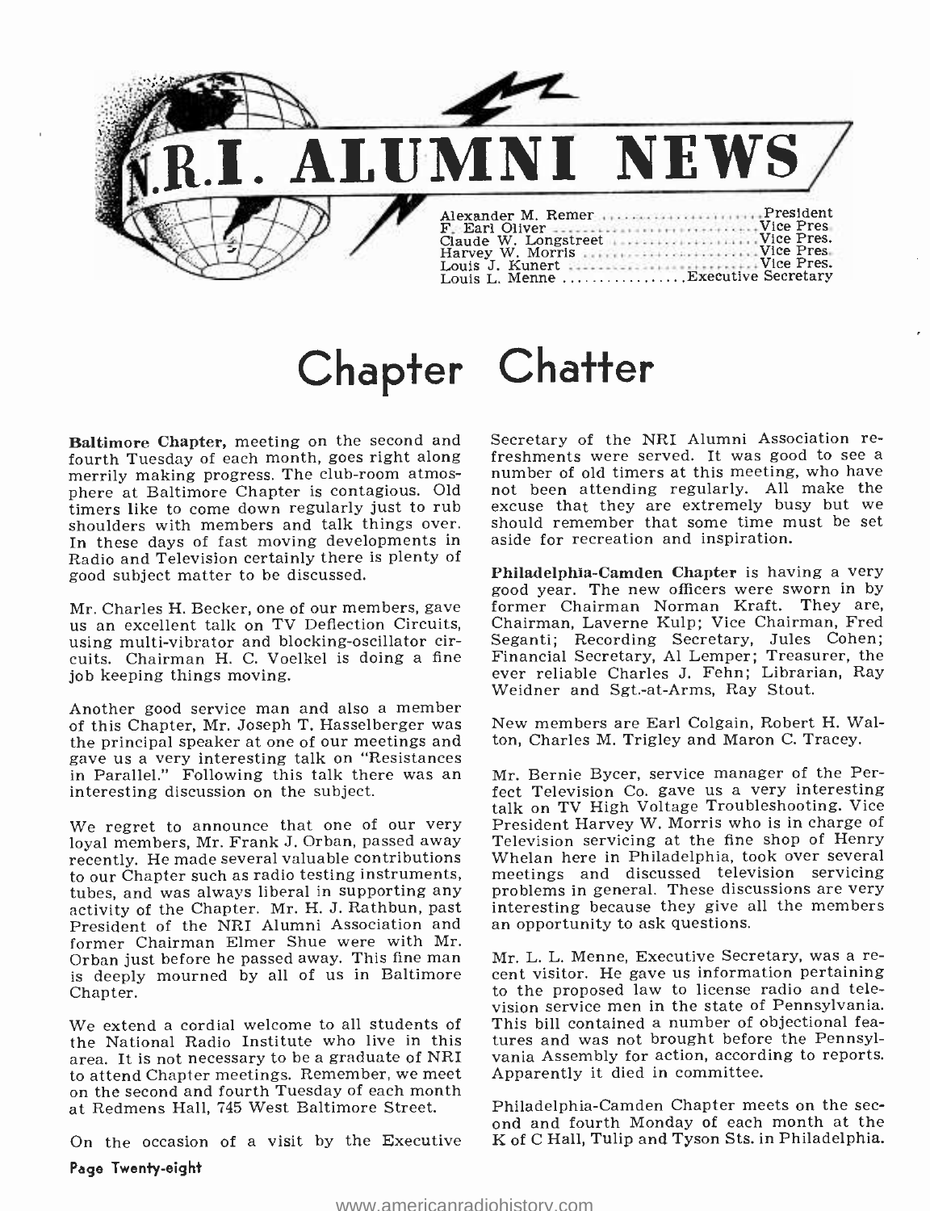# N.R.I. ALUMNI NEWS

Alexander M. Remer .................... President
F. Earl Oliver .................... Vice Pres.
Claude W. Longstreet .................... Vice Pres.
Harvey W. Morris .................... Vice Pres.
Louis J. Kunert .................... Vice Pres.
Louis L. Menne .................... Executive Secretary

# Chapter Chatter

**Baltimore Chapter,** meeting on the second and fourth Tuesday of each month, goes right along merrily making progress. The club-room atmosphere at Baltimore Chapter is contagious. Old timers like to come down regularly just to rub shoulders with members and talk things over. In these days of fast moving developments in Radio and Television certainly there is plenty of good subject matter to be discussed.

Mr. Charles H. Becker, one of our members, gave us an excellent talk on TV Deflection Circuits, using multi-vibrator and blocking-oscillator circuits. Chairman H. C. Voelkel is doing a fine job keeping things moving.

Another good service man and also a member of this Chapter, Mr. Joseph T. Hasselberger was the principal speaker at one of our meetings and gave us a very interesting talk on "Resistances in Parallel." Following this talk there was an interesting discussion on the subject.

We regret to announce that one of our very loyal members, Mr. Frank J. Orban, passed away recently. He made several valuable contributions to our Chapter such as radio testing instruments, tubes, and was always liberal in supporting any activity of the Chapter. Mr. H. J. Rathbun, past President of the NRI Alumni Association and former Chairman Elmer Shue were with Mr. Orban just before he passed away. This fine man is deeply mourned by all of us in Baltimore Chapter.

We extend a cordial welcome to all students of the National Radio Institute who live in this area. It is not necessary to be a graduate of NRI to attend Chapter meetings. Remember, we meet on the second and fourth Tuesday of each month at Redmens Hall, 745 West Baltimore Street.

On the occasion of a visit by the Executive Secretary of the NRI Alumni Association refreshments were served. It was good to see a number of old timers at this meeting, who have not been attending regularly. All make the excuse that they are extremely busy but we should remember that some time must be set aside for recreation and inspiration.

**Philadelphia-Camden Chapter** is having a very good year. The new officers were sworn in by former Chairman Norman Kraft. They are, Chairman, Laverne Kulp; Vice Chairman, Fred Seganti; Recording Secretary, Jules Cohen; Financial Secretary, Al Lemper; Treasurer, the ever reliable Charles J. Fehn; Librarian, Ray Weidner and Sgt.-at-Arms, Ray Stout.

New members are Earl Colgain, Robert H. Walton, Charles M. Trigley and Maron C. Tracey.

Mr. Bernie Bycer, service manager of the Perfect Television Co. gave us a very interesting talk on TV High Voltage Troubleshooting. Vice President Harvey W. Morris who is in charge of Television servicing at the fine shop of Henry Whelan here in Philadelphia, took over several meetings and discussed television servicing problems in general. These discussions are very interesting because they give all the members an opportunity to ask questions.

Mr. L. L. Menne, Executive Secretary, was a recent visitor. He gave us information pertaining to the proposed law to license radio and television service men in the state of Pennsylvania. This bill contained a number of objectional features and was not brought before the Pennsylvania Assembly for action, according to reports. Apparently it died in committee.

Philadelphia-Camden Chapter meets on the second and fourth Monday of each month at the K of C Hall, Tulip and Tyson Sts. in Philadelphia.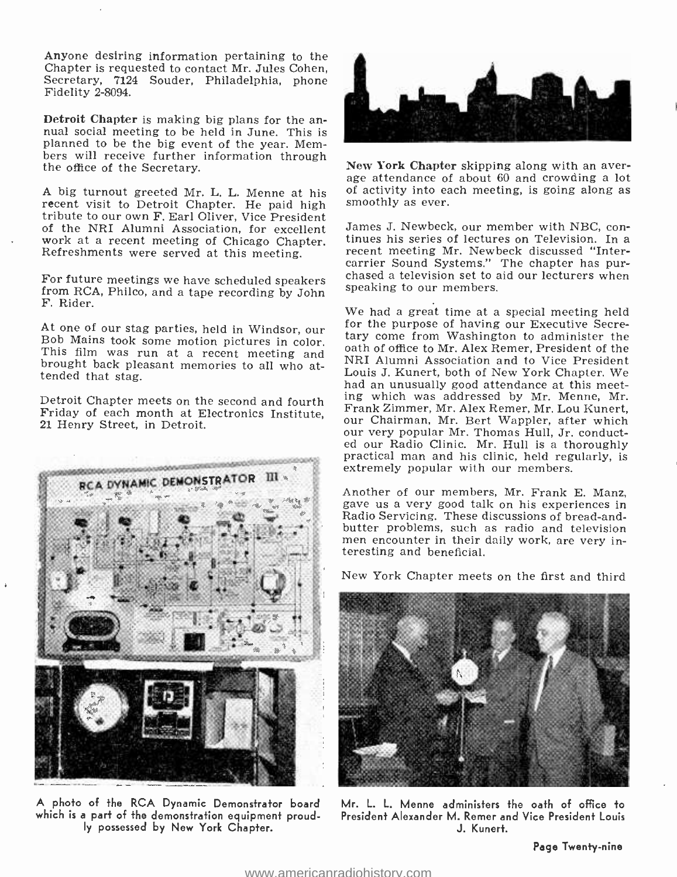Anyone desiring information pertaining to the Chapter is requested to contact Mr. Jules Cohen, Secretary, 7124 Souder, Philadelphia, phone Fidelity 2-8094.

**Detroit Chapter** is making big plans for the annual social meeting to be held in June. This is planned to be the big event of the year. Members will receive further information through the office of the Secretary.

A big turnout greeted Mr. L. L. Menne at his recent visit to Detroit Chapter. He paid high tribute to our own F. Earl Oliver, Vice President of the NRI Alumni Association, for excellent work at a recent meeting of Chicago Chapter. Refreshments were served at this meeting.

For future meetings we have scheduled speakers from RCA, Philco, and a tape recording by John F. Rider.

At one of our stag parties, held in Windsor, our Bob Mains took some motion pictures in color. This film was run at a recent meeting and brought back pleasant memories to all who attended that stag.

Detroit Chapter meets on the second and fourth Friday of each month at Electronics Institute, 21 Henry Street, in Detroit.

A photo of the RCA Dynamic Demonstrator board which is a part of the demonstration equipment proudly possessed by New York Chapter.

**New York Chapter** skipping along with an average attendance of about 60 and crowding a lot of activity into each meeting, is going along as smoothly as ever.

James J. Newbeck, our member with NBC, continues his series of lectures on Television. In a recent meeting Mr. Newbeck discussed "Intercarrier Sound Systems." The chapter has purchased a television set to aid our lecturers when speaking to our members.

We had a great time at a special meeting held for the purpose of having our Executive Secretary come from Washington to administer the oath of office to Mr. Alex Remer, President of the NRI Alumni Association and to Vice President Louis J. Kunert, both of New York Chapter. We had an unusually good attendance at this meeting which was addressed by Mr. Menne, Mr. Frank Zimmer, Mr. Alex Remer, Mr. Lou Kunert, our Chairman, Mr. Bert Wappler, after which our very popular Mr. Thomas Hull, Jr. conducted our Radio Clinic. Mr. Hull is a thoroughly practical man and his clinic, held regularly, is extremely popular with our members.

Another of our members, Mr. Frank E. Manz, gave us a very good talk on his experiences in Radio Servicing. These discussions of bread-and-butter problems, such as radio and television men encounter in their daily work, are very interesting and beneficial.

New York Chapter meets on the first and third

Mr. L. L. Menne administers the oath of office to President Alexander M. Remer and Vice President Louis J. Kunert.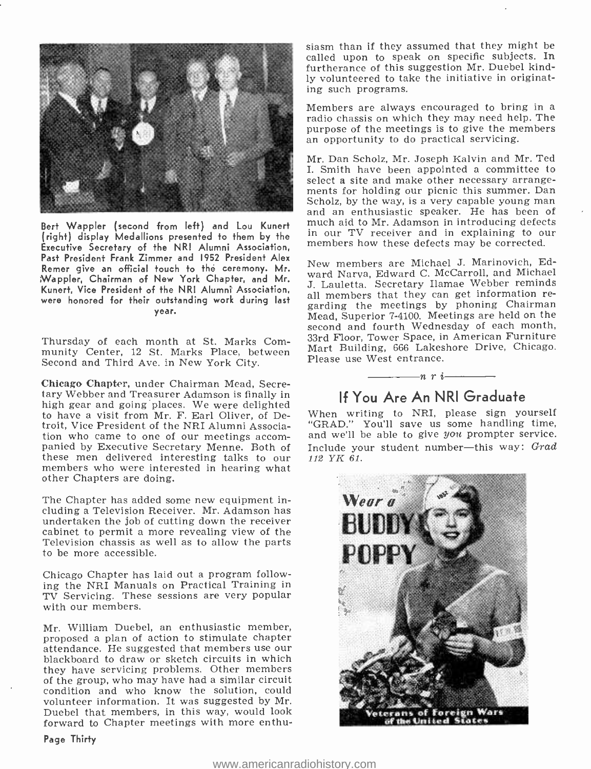Bert Wappler (second from left) and Lou Kunert (right) display Medallions presented to them by the Executive Secretary of the NRI Alumni Association. Past President Frank Zimmer and 1952 President Alex Remer give an official touch to the ceremony. Mr. Wappler, Chairman of New York Chapter, and Mr. Kunert, Vice President of the NRI Alumni Association, were honored for their outstanding work during last year.

Thursday of each month at St. Marks Community Center, 12 St. Marks Place, between Second and Third Ave. in New York City.

**Chicago Chapter**, under Chairman Mead, Secretary Webber and Treasurer Adamson is finally in high gear and going places. We were delighted to have a visit from Mr. F. Earl Oliver, of Detroit, Vice President of the NRI Alumni Association who came to one of our meetings accompanied by Executive Secretary Menne. Both of these men delivered interesting talks to our members who were interested in hearing what other Chapters are doing.

The Chapter has added some new equipment including a Television Receiver. Mr. Adamson has undertaken the job of cutting down the receiver cabinet to permit a more revealing view of the Television chassis as well as to allow the parts to be more accessible.

Chicago Chapter has laid out a program following the NRI Manuals on Practical Training in TV Servicing. These sessions are very popular with our members.

Mr. William Duebel, an enthusiastic member, proposed a plan of action to stimulate chapter attendance. He suggested that members use our blackboard to draw or sketch circuits in which they have servicing problems. Other members of the group, who may have had a similar circuit condition and who know the solution, could volunteer information. It was suggested by Mr. Duebel that members, in this way, would look forward to Chapter meetings with more enthusiasm than if they assumed that they might be called upon to speak on specific subjects. In furtherance of this suggestion Mr. Duebel kindly volunteered to take the initiative in originating such programs.

Members are always encouraged to bring in a radio chassis on which they may need help. The purpose of the meetings is to give the members an opportunity to do practical servicing.

Mr. Dan Scholz, Mr. Joseph Kalvin and Mr. Ted I. Smith have been appointed a committee to select a site and make other necessary arrangements for holding our picnic this summer. Dan Scholz, by the way, is a very capable young man and an enthusiastic speaker. He has been of much aid to Mr. Adamson in introducing defects in our TV receiver and in explaining to our members how these defects may be corrected.

New members are Michael J. Marinovich, Edward Narva, Edward C. McCarroll, and Michael J. Lauletta. Secretary Ilamae Webber reminds all members that they can get information regarding the meetings by phoning Chairman Mead, Superior 7-4100. Meetings are held on the second and fourth Wednesday of each month, 33rd Floor, Tower Space, in American Furniture Mart Building, 666 Lakeshore Drive, Chicago. Please use West entrance.

*n r i*

## If You Are An NRI Graduate

When writing to NRI, please sign yourself "GRAD." You'll save us some handling time, and we'll be able to give *you* prompter service. Include your student number—this way: *Grad 112 YK 61.*

Wear a BUDDY POPPY

Veterans of Foreign Wars of the United States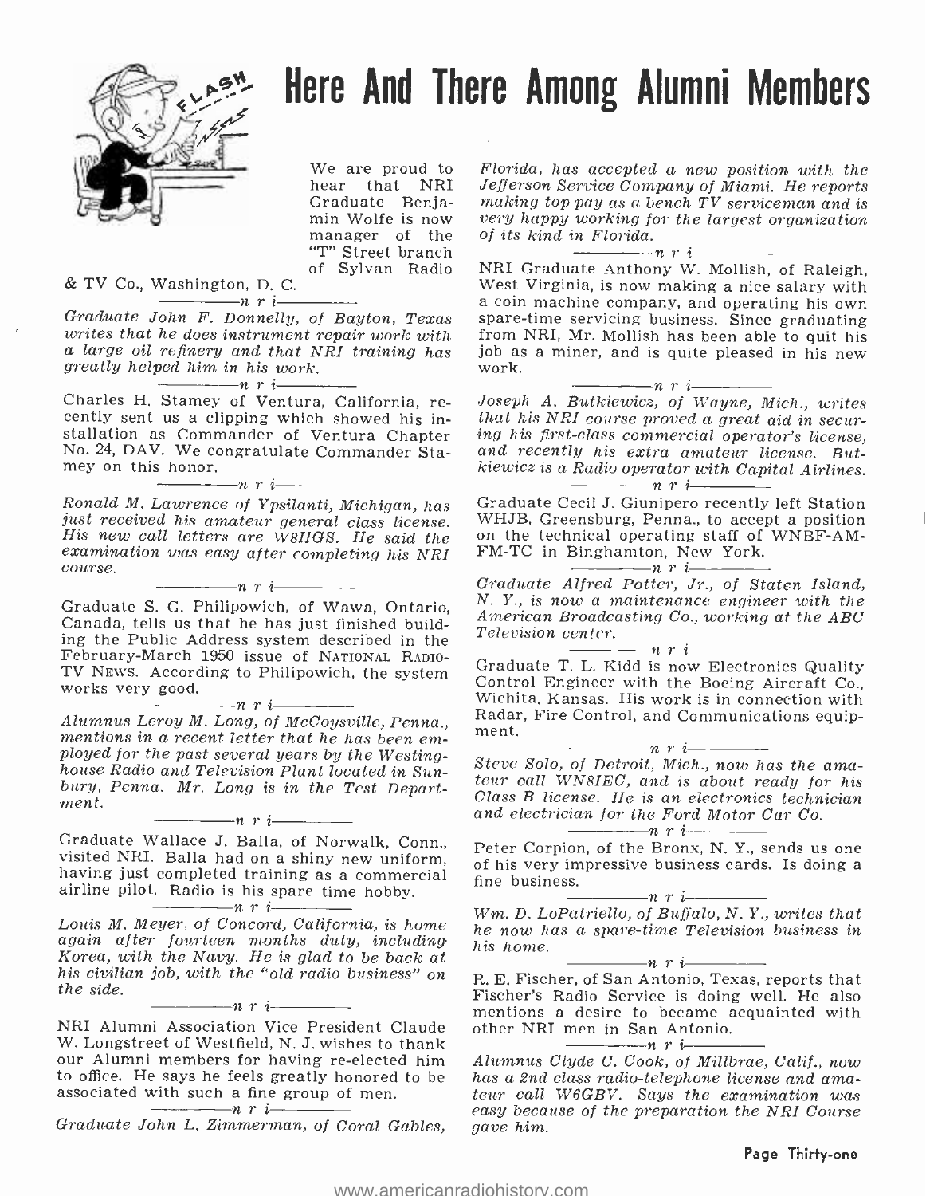# Here And There Among Alumni Members

We are proud to hear that NRI Graduate Benjamin Wolfe is now manager of the "T" Street branch of Sylvan Radio & TV Co., Washington, D. C.

—n r i—

*Graduate John F. Donnelly, of Bayton, Texas writes that he does instrument repair work with a large oil refinery and that NRI training has greatly helped him in his work.*

—n r i—

Charles H. Stamey of Ventura, California, recently sent us a clipping which showed his installation as Commander of Ventura Chapter No. 24, DAV. We congratulate Commander Stamey on this honor.

—n r i—

*Ronald M. Lawrence of Ypsilanti, Michigan, has just received his amateur general class license. His new call letters are W8HGS. He said the examination was easy after completing his NRI course.*

—n r i—

Graduate S. G. Philipowich, of Wawa, Ontario, Canada, tells us that he has just finished building the Public Address system described in the February-March 1950 issue of NATIONAL RADIO-TV NEWS. According to Philipowich, the system works very good.

—n r i—

*Alumnus Leroy M. Long, of McCoysville, Penna., mentions in a recent letter that he has been employed for the past several years by the Westinghouse Radio and Television Plant located in Sunbury, Penna. Mr. Long is in the Test Department.*

—n r i—

Graduate Wallace J. Balla, of Norwalk, Conn., visited NRI. Balla had on a shiny new uniform, having just completed training as a commercial airline pilot. Radio is his spare time hobby.

—n r i—

*Louis M. Meyer, of Concord, California, is home again after fourteen months duty, including Korea, with the Navy. He is glad to be back at his civilian job, with the "old radio business" on the side.*

—n r i—

NRI Alumni Association Vice President Claude W. Longstreet of Westfield, N. J. wishes to thank our Alumni members for having re-elected him to office. He says he feels greatly honored to be associated with such a fine group of men.

—n r i—

*Graduate John L. Zimmerman, of Coral Gables, Florida, has accepted a new position with the Jefferson Service Company of Miami. He reports making top pay as a bench TV serviceman and is very happy working for the largest organization of its kind in Florida.*

—n r i—

NRI Graduate Anthony W. Mollish, of Raleigh, West Virginia, is now making a nice salary with a coin machine company, and operating his own spare-time servicing business. Since graduating from NRI, Mr. Mollish has been able to quit his job as a miner, and is quite pleased in his new work.

—n r i—

*Joseph A. Butkiewicz, of Wayne, Mich., writes that his NRI course proved a great aid in securing his first-class commercial operator's license, and recently his extra amateur license. Butkiewicz is a Radio operator with Capital Airlines.*

—n r i—

Graduate Cecil J. Giunipero recently left Station WHJB, Greensburg, Penna., to accept a position on the technical operating staff of WNBF-AM-FM-TC in Binghamton, New York.

—n r i—

*Graduate Alfred Potter, Jr., of Staten Island, N. Y., is now a maintenance engineer with the American Broadcasting Co., working at the ABC Television center.*

—n r i—

Graduate T. L. Kidd is now Electronics Quality Control Engineer with the Boeing Aircraft Co., Wichita, Kansas. His work is in connection with Radar, Fire Control, and Communications equipment.

—n r i—

*Steve Solo, of Detroit, Mich., now has the amateur call WN8IEC, and is about ready for his Class B license. He is an electronics technician and electrician for the Ford Motor Car Co.*

—n r i—

Peter Corpion, of the Bronx, N. Y., sends us one of his very impressive business cards. Is doing a fine business.

—n r i—

*Wm. D. LoPatriello, of Buffalo, N. Y., writes that he now has a spare-time Television business in his home.*

—n r i—

R. E. Fischer, of San Antonio, Texas, reports that Fischer's Radio Service is doing well. He also mentions a desire to became acquainted with other NRI men in San Antonio.

—n r i—

*Alumnus Clyde C. Cook, of Millbrae, Calif., now has a 2nd class radio-telephone license and amateur call W6GBV. Says the examination was easy because of the preparation the NRI Course gave him.*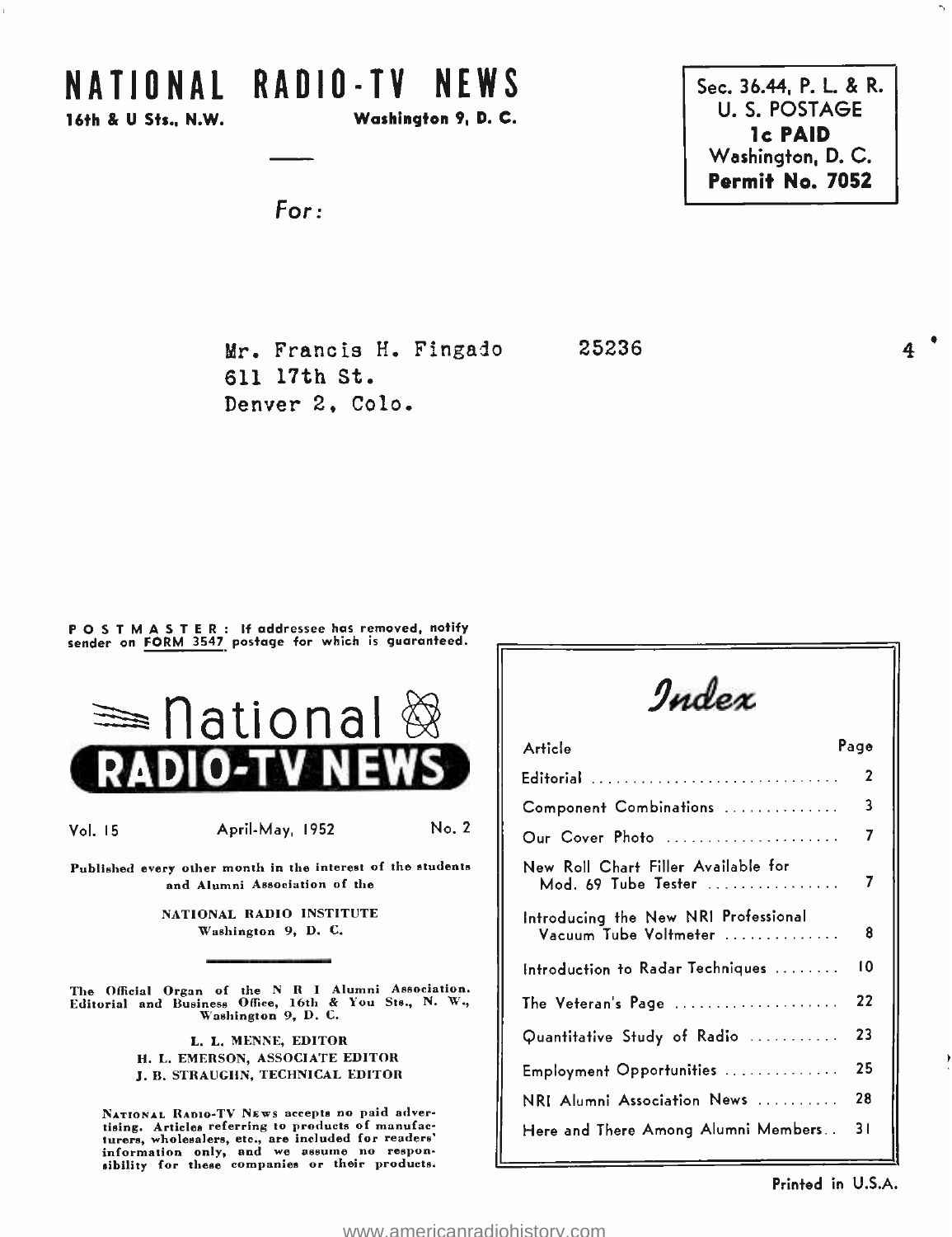# NATIONAL RADIO-TV NEWS

**16th & U Sts., N.W.** **Washington 9, D. C.**

Sec. 36.44, P. L. & R.
U. S. POSTAGE
**1c PAID**
Washington, D. C.
**Permit No. 7052**

*For:*

Mr. Francis H. Fingado 25236 4
611 17th St.
Denver 2, Colo.

**POSTMASTER: If addressee has removed, notify sender on FORM 3547 postage for which is guaranteed.**

# National RADIO-TV NEWS

Vol. 15 April-May, 1952 No. 2

**Published every other month in the interest of the students and Alumni Association of the**

NATIONAL RADIO INSTITUTE
Washington 9, D. C.

**The Official Organ of the N R I Alumni Association. Editorial and Business Office, 16th & You Sts., N. W., Washington 9, D. C.**

L. L. MENNE, EDITOR
H. L. EMERSON, ASSOCIATE EDITOR
J. B. STRAUGHN, TECHNICAL EDITOR

NATIONAL RADIO-TV NEWS accepts no paid advertising. Articles referring to products of manufacturers, wholesalers, etc., are included for readers' information only, and we assume no responsibility for these companies or their products.

## *Index*

| Article | Page |
|---|---|
| Editorial | 2 |
| Component Combinations | 3 |
| Our Cover Photo | 7 |
| New Roll Chart Filler Available for Mod. 69 Tube Tester | 7 |
| Introducing the New NRI Professional Vacuum Tube Voltmeter | 8 |
| Introduction to Radar Techniques | 10 |
| The Veteran's Page | 22 |
| Quantitative Study of Radio | 23 |
| Employment Opportunities | 25 |
| NRI Alumni Association News | 28 |
| Here and There Among Alumni Members | 31 |

Printed in U.S.A.